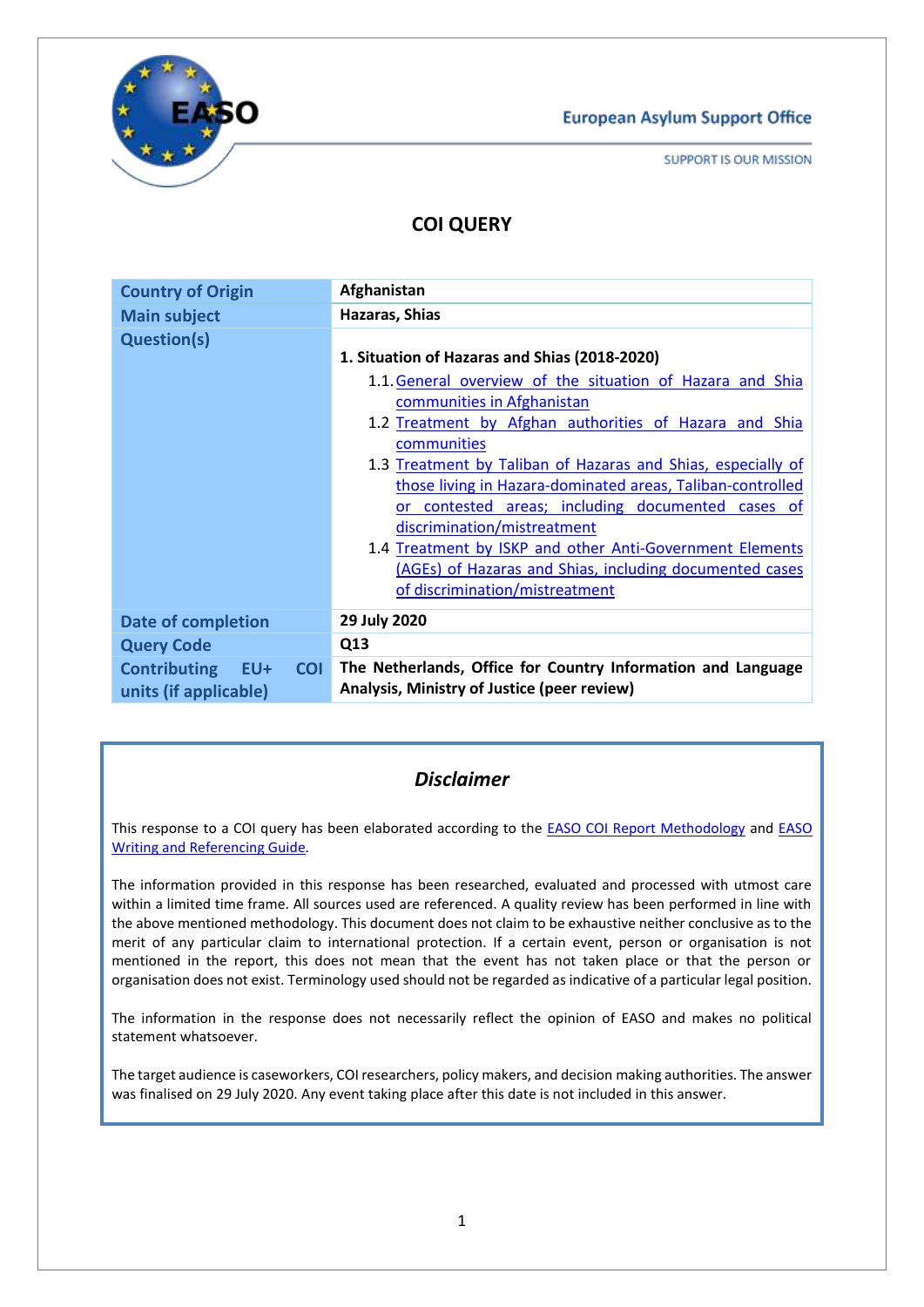European Asylum Support Office

SUPPORT IS OUR MISSION

# COI QUERY

| Country of Origin | Afghanistan |
|---|---|
| Main subject | Hazaras, Shias |
| Question(s) | **1. Situation of Hazaras and Shias (2018-2020)**<br>1.1. General overview of the situation of Hazara and Shia communities in Afghanistan<br>1.2 Treatment by Afghan authorities of Hazara and Shia communities<br>1.3 Treatment by Taliban of Hazaras and Shias, especially of those living in Hazara-dominated areas, Taliban-controlled or contested areas; including documented cases of discrimination/mistreatment<br>1.4 Treatment by ISKP and other Anti-Government Elements (AGEs) of Hazaras and Shias, including documented cases of discrimination/mistreatment |
| Date of completion | 29 July 2020 |
| Query Code | Q13 |
| Contributing EU+ COI units (if applicable) | The Netherlands, Office for Country Information and Language Analysis, Ministry of Justice (peer review) |

## *Disclaimer*

This response to a COI query has been elaborated according to the EASO COI Report Methodology and EASO Writing and Referencing Guide.

The information provided in this response has been researched, evaluated and processed with utmost care within a limited time frame. All sources used are referenced. A quality review has been performed in line with the above mentioned methodology. This document does not claim to be exhaustive neither conclusive as to the merit of any particular claim to international protection. If a certain event, person or organisation is not mentioned in the report, this does not mean that the event has not taken place or that the person or organisation does not exist. Terminology used should not be regarded as indicative of a particular legal position.

The information in the response does not necessarily reflect the opinion of EASO and makes no political statement whatsoever.

The target audience is caseworkers, COI researchers, policy makers, and decision making authorities. The answer was finalised on 29 July 2020. Any event taking place after this date is not included in this answer.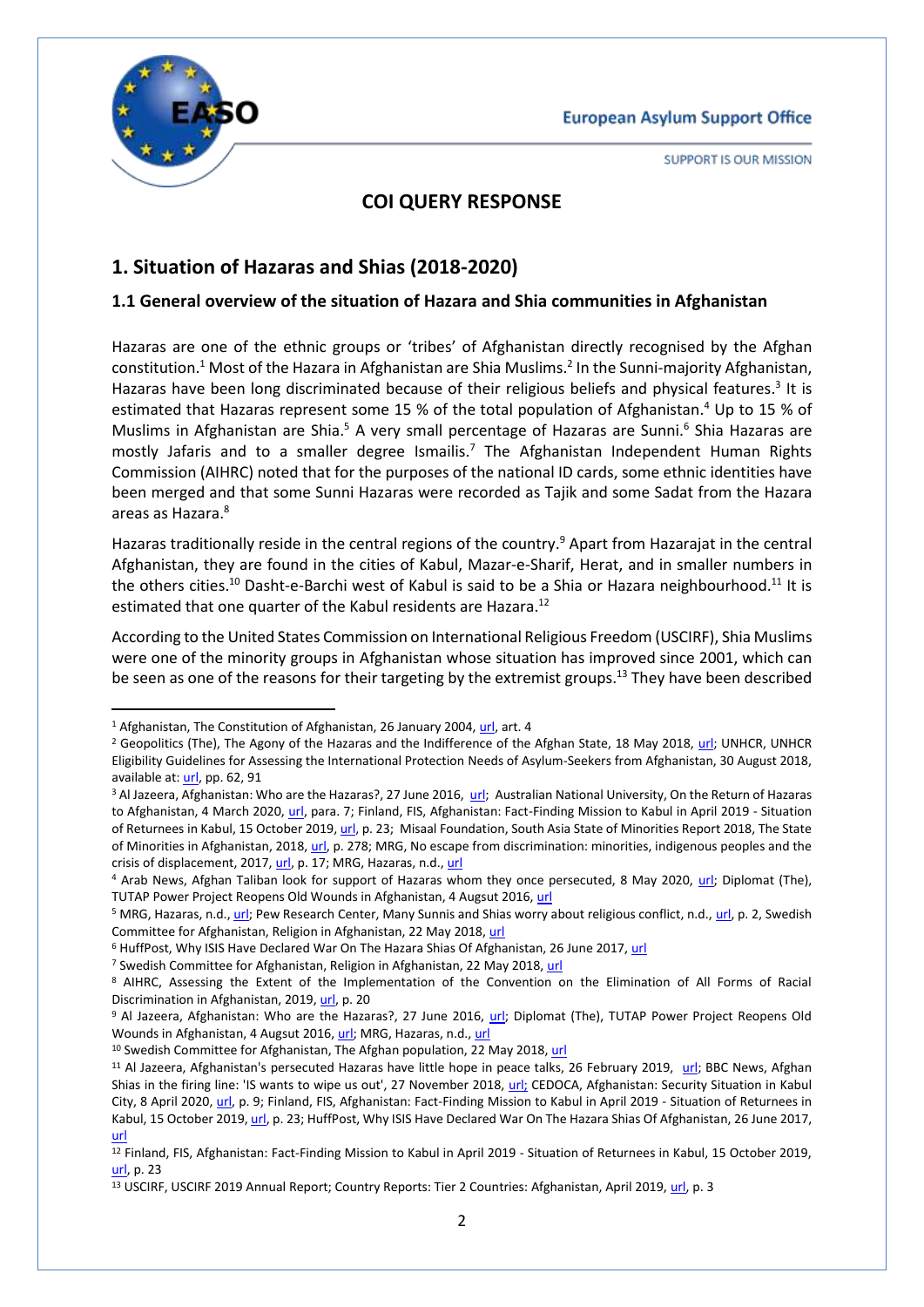## COI QUERY RESPONSE

# 1. Situation of Hazaras and Shias (2018-2020)

## 1.1 General overview of the situation of Hazara and Shia communities in Afghanistan

Hazaras are one of the ethnic groups or 'tribes' of Afghanistan directly recognised by the Afghan constitution.[1] Most of the Hazara in Afghanistan are Shia Muslims.[2] In the Sunni-majority Afghanistan, Hazaras have been long discriminated because of their religious beliefs and physical features.[3] It is estimated that Hazaras represent some 15 % of the total population of Afghanistan.[4] Up to 15 % of Muslims in Afghanistan are Shia.[5] A very small percentage of Hazaras are Sunni.[6] Shia Hazaras are mostly Jafaris and to a smaller degree Ismailis.[7] The Afghanistan Independent Human Rights Commission (AIHRC) noted that for the purposes of the national ID cards, some ethnic identities have been merged and that some Sunni Hazaras were recorded as Tajik and some Sadat from the Hazara areas as Hazara.[8]

Hazaras traditionally reside in the central regions of the country.[9] Apart from Hazarajat in the central Afghanistan, they are found in the cities of Kabul, Mazar-e-Sharif, Herat, and in smaller numbers in the others cities.[10] Dasht-e-Barchi west of Kabul is said to be a Shia or Hazara neighbourhood.[11] It is estimated that one quarter of the Kabul residents are Hazara.[12]

According to the United States Commission on International Religious Freedom (USCIRF), Shia Muslims were one of the minority groups in Afghanistan whose situation has improved since 2001, which can be seen as one of the reasons for their targeting by the extremist groups.[13] They have been described

---

[1] Afghanistan, The Constitution of Afghanistan, 26 January 2004, url, art. 4

[2] Geopolitics (The), The Agony of the Hazaras and the Indifference of the Afghan State, 18 May 2018, url; UNHCR, UNHCR Eligibility Guidelines for Assessing the International Protection Needs of Asylum-Seekers from Afghanistan, 30 August 2018, available at: url, pp. 62, 91

[3] Al Jazeera, Afghanistan: Who are the Hazaras?, 27 June 2016, url; Australian National University, On the Return of Hazaras to Afghanistan, 4 March 2020, url, para. 7; Finland, FIS, Afghanistan: Fact-Finding Mission to Kabul in April 2019 - Situation of Returnees in Kabul, 15 October 2019, url, p. 23; Misaal Foundation, South Asia State of Minorities Report 2018, The State of Minorities in Afghanistan, 2018, url, p. 278; MRG, No escape from discrimination: minorities, indigenous peoples and the crisis of displacement, 2017, url, p. 17; MRG, Hazaras, n.d., url

[4] Arab News, Afghan Taliban look for support of Hazaras whom they once persecuted, 8 May 2020, url; Diplomat (The), TUTAP Power Project Reopens Old Wounds in Afghanistan, 4 August 2016, url

[5] MRG, Hazaras, n.d., url; Pew Research Center, Many Sunnis and Shias worry about religious conflict, n.d., url, p. 2, Swedish Committee for Afghanistan, Religion in Afghanistan, 22 May 2018, url

[6] HuffPost, Why ISIS Have Declared War On The Hazara Shias Of Afghanistan, 26 June 2017, url

[7] Swedish Committee for Afghanistan, Religion in Afghanistan, 22 May 2018, url

[8] AIHRC, Assessing the Extent of the Implementation of the Convention on the Elimination of All Forms of Racial Discrimination in Afghanistan, 2019, url, p. 20

[9] Al Jazeera, Afghanistan: Who are the Hazaras?, 27 June 2016, url; Diplomat (The), TUTAP Power Project Reopens Old Wounds in Afghanistan, 4 August 2016, url; MRG, Hazaras, n.d., url

[10] Swedish Committee for Afghanistan, The Afghan population, 22 May 2018, url

[11] Al Jazeera, Afghanistan's persecuted Hazaras have little hope in peace talks, 26 February 2019, url; BBC News, Afghan Shias in the firing line: 'IS wants to wipe us out', 27 November 2018, url; CEDOCA, Afghanistan: Security Situation in Kabul City, 8 April 2020, url, p. 9; Finland, FIS, Afghanistan: Fact-Finding Mission to Kabul in April 2019 - Situation of Returnees in Kabul, 15 October 2019, url, p. 23; HuffPost, Why ISIS Have Declared War On The Hazara Shias Of Afghanistan, 26 June 2017, url

[12] Finland, FIS, Afghanistan: Fact-Finding Mission to Kabul in April 2019 - Situation of Returnees in Kabul, 15 October 2019, url, p. 23

[13] USCIRF, USCIRF 2019 Annual Report; Country Reports: Tier 2 Countries: Afghanistan, April 2019, url, p. 3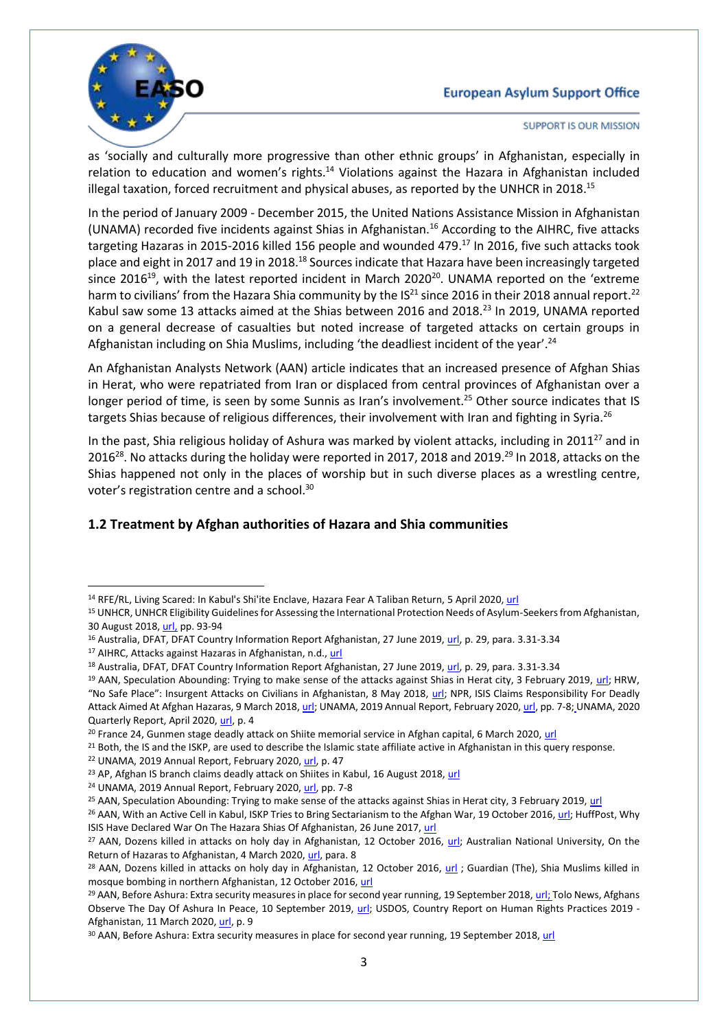as 'socially and culturally more progressive than other ethnic groups' in Afghanistan, especially in relation to education and women's rights.[14] Violations against the Hazara in Afghanistan included illegal taxation, forced recruitment and physical abuses, as reported by the UNHCR in 2018.[15]

In the period of January 2009 - December 2015, the United Nations Assistance Mission in Afghanistan (UNAMA) recorded five incidents against Shias in Afghanistan.[16] According to the AIHRC, five attacks targeting Hazaras in 2015-2016 killed 156 people and wounded 479.[17] In 2016, five such attacks took place and eight in 2017 and 19 in 2018.[18] Sources indicate that Hazara have been increasingly targeted since 2016[19], with the latest reported incident in March 2020[20]. UNAMA reported on the 'extreme harm to civilians' from the Hazara Shia community by the IS[21] since 2016 in their 2018 annual report.[22] Kabul saw some 13 attacks aimed at the Shias between 2016 and 2018.[23] In 2019, UNAMA reported on a general decrease of casualties but noted increase of targeted attacks on certain groups in Afghanistan including on Shia Muslims, including 'the deadliest incident of the year'.[24]

An Afghanistan Analysts Network (AAN) article indicates that an increased presence of Afghan Shias in Herat, who were repatriated from Iran or displaced from central provinces of Afghanistan over a longer period of time, is seen by some Sunnis as Iran's involvement.[25] Other source indicates that IS targets Shias because of religious differences, their involvement with Iran and fighting in Syria.[26]

In the past, Shia religious holiday of Ashura was marked by violent attacks, including in 2011[27] and in 2016[28]. No attacks during the holiday were reported in 2017, 2018 and 2019.[29] In 2018, attacks on the Shias happened not only in the places of worship but in such diverse places as a wrestling centre, voter's registration centre and a school.[30]

## 1.2 Treatment by Afghan authorities of Hazara and Shia communities

---

[14] RFE/RL, Living Scared: In Kabul's Shi'ite Enclave, Hazara Fear A Taliban Return, 5 April 2020, url

[15] UNHCR, UNHCR Eligibility Guidelines for Assessing the International Protection Needs of Asylum-Seekers from Afghanistan, 30 August 2018, url, pp. 93-94

[16] Australia, DFAT, DFAT Country Information Report Afghanistan, 27 June 2019, url, p. 29, para. 3.31-3.34

[17] AIHRC, Attacks against Hazaras in Afghanistan, n.d., url

[18] Australia, DFAT, DFAT Country Information Report Afghanistan, 27 June 2019, url, p. 29, para. 3.31-3.34

[19] AAN, Speculation Abounding: Trying to make sense of the attacks against Shias in Herat city, 3 February 2019, url; HRW, "No Safe Place": Insurgent Attacks on Civilians in Afghanistan, 8 May 2018, url; NPR, ISIS Claims Responsibility For Deadly Attack Aimed At Afghan Hazaras, 9 March 2018, url; UNAMA, 2019 Annual Report, February 2020, url, pp. 7-8; UNAMA, 2020 Quarterly Report, April 2020, url, p. 4

[20] France 24, Gunmen stage deadly attack on Shiite memorial service in Afghan capital, 6 March 2020, url

[21] Both, the IS and the ISKP, are used to describe the Islamic state affiliate active in Afghanistan in this query response.

[22] UNAMA, 2019 Annual Report, February 2020, url, p. 47

[23] AP, Afghan IS branch claims deadly attack on Shiites in Kabul, 16 August 2018, url

[24] UNAMA, 2019 Annual Report, February 2020, url, pp. 7-8

[25] AAN, Speculation Abounding: Trying to make sense of the attacks against Shias in Herat city, 3 February 2019, url

[26] AAN, With an Active Cell in Kabul, ISKP Tries to Bring Sectarianism to the Afghan War, 19 October 2016, url; HuffPost, Why ISIS Have Declared War On The Hazara Shias Of Afghanistan, 26 June 2017, url

[27] AAN, Dozens killed in attacks on holy day in Afghanistan, 12 October 2016, url; Australian National University, On the Return of Hazaras to Afghanistan, 4 March 2020, url, para. 8

[28] AAN, Dozens killed in attacks on holy day in Afghanistan, 12 October 2016, url ; Guardian (The), Shia Muslims killed in mosque bombing in northern Afghanistan, 12 October 2016, url

[29] AAN, Before Ashura: Extra security measures in place for second year running, 19 September 2018, url; Tolo News, Afghans Observe The Day Of Ashura In Peace, 10 September 2019, url; USDOS, Country Report on Human Rights Practices 2019 - Afghanistan, 11 March 2020, url, p. 9

[30] AAN, Before Ashura: Extra security measures in place for second year running, 19 September 2018, url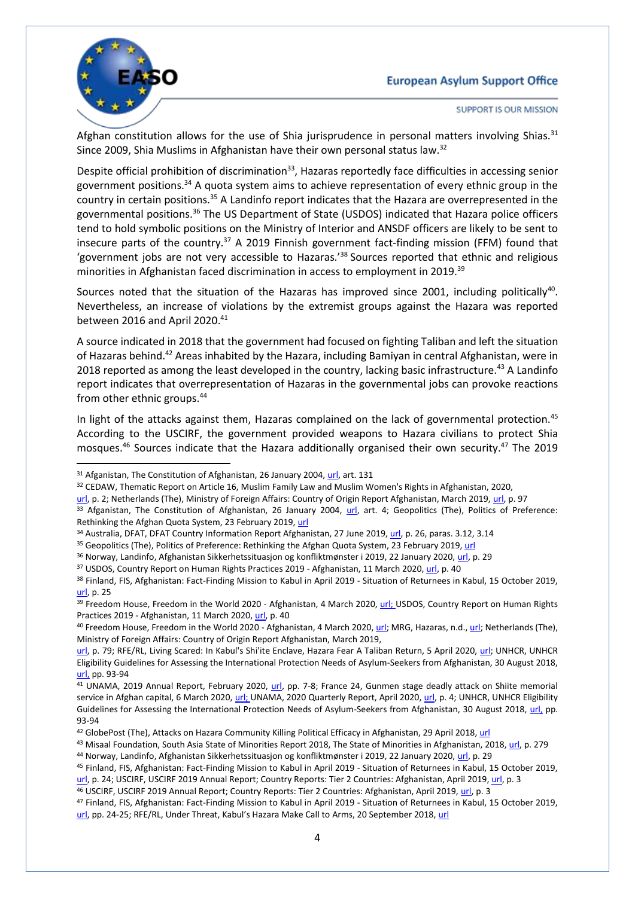Afghan constitution allows for the use of Shia jurisprudence in personal matters involving Shias.[31] Since 2009, Shia Muslims in Afghanistan have their own personal status law.[32]

Despite official prohibition of discrimination[33], Hazaras reportedly face difficulties in accessing senior government positions.[34] A quota system aims to achieve representation of every ethnic group in the country in certain positions.[35] A Landinfo report indicates that the Hazara are overrepresented in the governmental positions.[36] The US Department of State (USDOS) indicated that Hazara police officers tend to hold symbolic positions on the Ministry of Interior and ANSDF officers are likely to be sent to insecure parts of the country.[37] A 2019 Finnish government fact-finding mission (FFM) found that 'government jobs are not very accessible to Hazaras.'[38] Sources reported that ethnic and religious minorities in Afghanistan faced discrimination in access to employment in 2019.[39]

Sources noted that the situation of the Hazaras has improved since 2001, including politically[40]. Nevertheless, an increase of violations by the extremist groups against the Hazara was reported between 2016 and April 2020.[41]

A source indicated in 2018 that the government had focused on fighting Taliban and left the situation of Hazaras behind.[42] Areas inhabited by the Hazara, including Bamiyan in central Afghanistan, were in 2018 reported as among the least developed in the country, lacking basic infrastructure.[43] A Landinfo report indicates that overrepresentation of Hazaras in the governmental jobs can provoke reactions from other ethnic groups.[44]

In light of the attacks against them, Hazaras complained on the lack of governmental protection.[45] According to the USCIRF, the government provided weapons to Hazara civilians to protect Shia mosques.[46] Sources indicate that the Hazara additionally organised their own security.[47] The 2019

---

[31] Afganistan, The Constitution of Afghanistan, 26 January 2004, url, art. 131

[32] CEDAW, Thematic Report on Article 16, Muslim Family Law and Muslim Women's Rights in Afghanistan, 2020, url, p. 2; Netherlands (The), Ministry of Foreign Affairs: Country of Origin Report Afghanistan, March 2019, url, p. 97

[33] Afganistan, The Constitution of Afghanistan, 26 January 2004, url, art. 4; Geopolitics (The), Politics of Preference: Rethinking the Afghan Quota System, 23 February 2019, url

[34] Australia, DFAT, DFAT Country Information Report Afghanistan, 27 June 2019, url, p. 26, paras. 3.12, 3.14

[35] Geopolitics (The), Politics of Preference: Rethinking the Afghan Quota System, 23 February 2019, url

[36] Norway, Landinfo, Afghanistan Sikkerhetssituasjon og konfliktmønster i 2019, 22 January 2020, url, p. 29

[37] USDOS, Country Report on Human Rights Practices 2019 - Afghanistan, 11 March 2020, url, p. 40

[38] Finland, FIS, Afghanistan: Fact-Finding Mission to Kabul in April 2019 - Situation of Returnees in Kabul, 15 October 2019, url, p. 25

[39] Freedom House, Freedom in the World 2020 - Afghanistan, 4 March 2020, url; USDOS, Country Report on Human Rights Practices 2019 - Afghanistan, 11 March 2020, url, p. 40

[40] Freedom House, Freedom in the World 2020 - Afghanistan, 4 March 2020, url; MRG, Hazaras, n.d., url; Netherlands (The), Ministry of Foreign Affairs: Country of Origin Report Afghanistan, March 2019, url, p. 79; RFE/RL, Living Scared: In Kabul's Shi'ite Enclave, Hazara Fear A Taliban Return, 5 April 2020, url; UNHCR, UNHCR Eligibility Guidelines for Assessing the International Protection Needs of Asylum-Seekers from Afghanistan, 30 August 2018, url, pp. 93-94

[41] UNAMA, 2019 Annual Report, February 2020, url, pp. 7-8; France 24, Gunmen stage deadly attack on Shiite memorial service in Afghan capital, 6 March 2020, url; UNAMA, 2020 Quarterly Report, April 2020, url, p. 4; UNHCR, UNHCR Eligibility Guidelines for Assessing the International Protection Needs of Asylum-Seekers from Afghanistan, 30 August 2018, url, pp. 93-94

[42] GlobePost (The), Attacks on Hazara Community Killing Political Efficacy in Afghanistan, 29 April 2018, url

[43] Misaal Foundation, South Asia State of Minorities Report 2018, The State of Minorities in Afghanistan, 2018, url, p. 279

[44] Norway, Landinfo, Afghanistan Sikkerhetssituasjon og konfliktmønster i 2019, 22 January 2020, url, p. 29

[45] Finland, FIS, Afghanistan: Fact-Finding Mission to Kabul in April 2019 - Situation of Returnees in Kabul, 15 October 2019, url, p. 24; USCIRF, USCIRF 2019 Annual Report; Country Reports: Tier 2 Countries: Afghanistan, April 2019, url, p. 3

[46] USCIRF, USCIRF 2019 Annual Report; Country Reports: Tier 2 Countries: Afghanistan, April 2019, url, p. 3

[47] Finland, FIS, Afghanistan: Fact-Finding Mission to Kabul in April 2019 - Situation of Returnees in Kabul, 15 October 2019, url, pp. 24-25; RFE/RL, Under Threat, Kabul's Hazara Make Call to Arms, 20 September 2018, url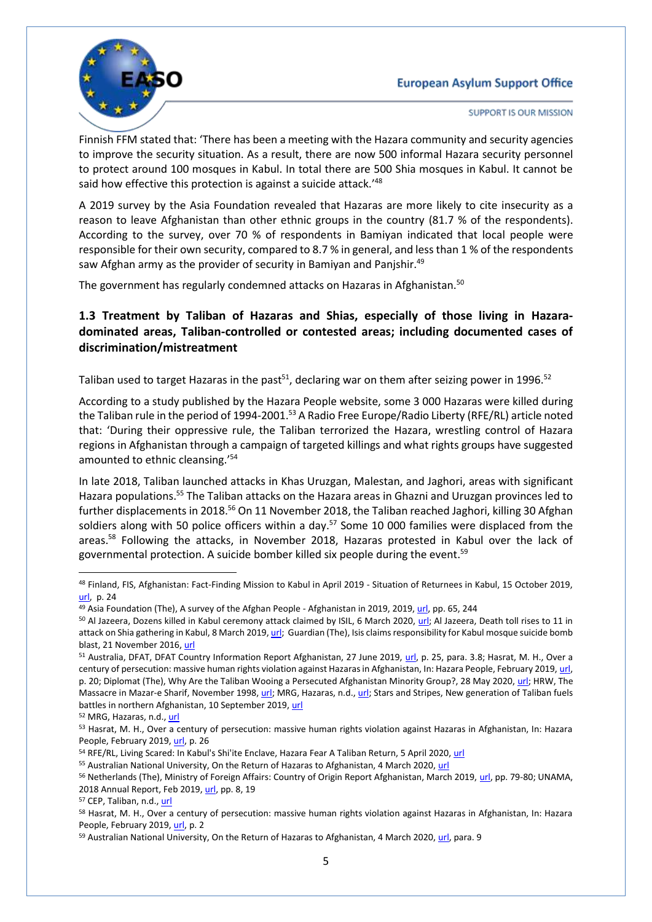Finnish FFM stated that: 'There has been a meeting with the Hazara community and security agencies to improve the security situation. As a result, there are now 500 informal Hazara security personnel to protect around 100 mosques in Kabul. In total there are 500 Shia mosques in Kabul. It cannot be said how effective this protection is against a suicide attack.'[48]

A 2019 survey by the Asia Foundation revealed that Hazaras are more likely to cite insecurity as a reason to leave Afghanistan than other ethnic groups in the country (81.7 % of the respondents). According to the survey, over 70 % of respondents in Bamiyan indicated that local people were responsible for their own security, compared to 8.7 % in general, and less than 1 % of the respondents saw Afghan army as the provider of security in Bamiyan and Panjshir.[49]

The government has regularly condemned attacks on Hazaras in Afghanistan.[50]

### 1.3 Treatment by Taliban of Hazaras and Shias, especially of those living in Hazara-dominated areas, Taliban-controlled or contested areas; including documented cases of discrimination/mistreatment

Taliban used to target Hazaras in the past[51], declaring war on them after seizing power in 1996.[52]

According to a study published by the Hazara People website, some 3 000 Hazaras were killed during the Taliban rule in the period of 1994-2001.[53] A Radio Free Europe/Radio Liberty (RFE/RL) article noted that: 'During their oppressive rule, the Taliban terrorized the Hazara, wrestling control of Hazara regions in Afghanistan through a campaign of targeted killings and what rights groups have suggested amounted to ethnic cleansing.'[54]

In late 2018, Taliban launched attacks in Khas Uruzgan, Malestan, and Jaghori, areas with significant Hazara populations.[55] The Taliban attacks on the Hazara areas in Ghazni and Uruzgan provinces led to further displacements in 2018.[56] On 11 November 2018, the Taliban reached Jaghori, killing 30 Afghan soldiers along with 50 police officers within a day.[57] Some 10 000 families were displaced from the areas.[58] Following the attacks, in November 2018, Hazaras protested in Kabul over the lack of governmental protection. A suicide bomber killed six people during the event.[59]

---

[48] Finland, FIS, Afghanistan: Fact-Finding Mission to Kabul in April 2019 - Situation of Returnees in Kabul, 15 October 2019, url, p. 24

[49] Asia Foundation (The), A survey of the Afghan People - Afghanistan in 2019, 2019, url, pp. 65, 244

[50] Al Jazeera, Dozens killed in Kabul ceremony attack claimed by ISIL, 6 March 2020, url; Al Jazeera, Death toll rises to 11 in attack on Shia gathering in Kabul, 8 March 2019, url; Guardian (The), Isis claims responsibility for Kabul mosque suicide bomb blast, 21 November 2016, url

[51] Australia, DFAT, DFAT Country Information Report Afghanistan, 27 June 2019, url, p. 25, para. 3.8; Hasrat, M. H., Over a century of persecution: massive human rights violation against Hazaras in Afghanistan, In: Hazara People, February 2019, url, p. 20; Diplomat (The), Why Are the Taliban Wooing a Persecuted Afghanistan Minority Group?, 28 May 2020, url; HRW, The Massacre in Mazar-e Sharif, November 1998, url; MRG, Hazaras, n.d., url; Stars and Stripes, New generation of Taliban fuels battles in northern Afghanistan, 10 September 2019, url

[52] MRG, Hazaras, n.d., url

[53] Hasrat, M. H., Over a century of persecution: massive human rights violation against Hazaras in Afghanistan, In: Hazara People, February 2019, url, p. 26

[54] RFE/RL, Living Scared: In Kabul's Shi'ite Enclave, Hazara Fear A Taliban Return, 5 April 2020, url

[55] Australian National University, On the Return of Hazaras to Afghanistan, 4 March 2020, url

[56] Netherlands (The), Ministry of Foreign Affairs: Country of Origin Report Afghanistan, March 2019, url, pp. 79-80; UNAMA, 2018 Annual Report, Feb 2019, url, pp. 8, 19

[57] CEP, Taliban, n.d., url

[58] Hasrat, M. H., Over a century of persecution: massive human rights violation against Hazaras in Afghanistan, In: Hazara People, February 2019, url, p. 2

[59] Australian National University, On the Return of Hazaras to Afghanistan, 4 March 2020, url, para. 9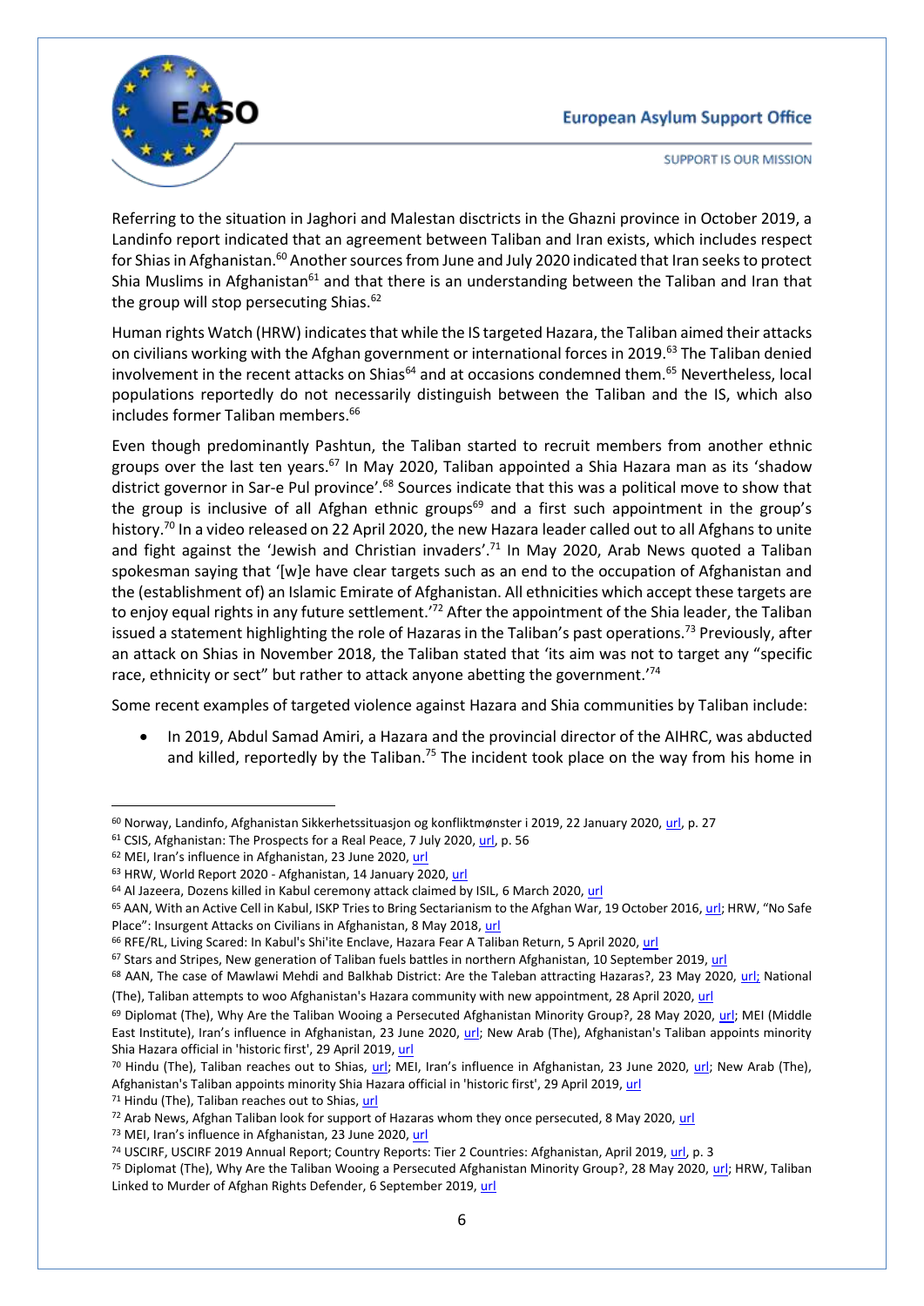Referring to the situation in Jaghori and Malestan disctricts in the Ghazni province in October 2019, a Landinfo report indicated that an agreement between Taliban and Iran exists, which includes respect for Shias in Afghanistan.[60] Another sources from June and July 2020 indicated that Iran seeks to protect Shia Muslims in Afghanistan[61] and that there is an understanding between the Taliban and Iran that the group will stop persecuting Shias.[62]

Human rights Watch (HRW) indicates that while the IS targeted Hazara, the Taliban aimed their attacks on civilians working with the Afghan government or international forces in 2019.[63] The Taliban denied involvement in the recent attacks on Shias[64] and at occasions condemned them.[65] Nevertheless, local populations reportedly do not necessarily distinguish between the Taliban and the IS, which also includes former Taliban members.[66]

Even though predominantly Pashtun, the Taliban started to recruit members from another ethnic groups over the last ten years.[67] In May 2020, Taliban appointed a Shia Hazara man as its 'shadow district governor in Sar-e Pul province'.[68] Sources indicate that this was a political move to show that the group is inclusive of all Afghan ethnic groups[69] and a first such appointment in the group's history.[70] In a video released on 22 April 2020, the new Hazara leader called out to all Afghans to unite and fight against the 'Jewish and Christian invaders'.[71] In May 2020, Arab News quoted a Taliban spokesman saying that '[w]e have clear targets such as an end to the occupation of Afghanistan and the (establishment of) an Islamic Emirate of Afghanistan. All ethnicities which accept these targets are to enjoy equal rights in any future settlement.'[72] After the appointment of the Shia leader, the Taliban issued a statement highlighting the role of Hazaras in the Taliban's past operations.[73] Previously, after an attack on Shias in November 2018, the Taliban stated that 'its aim was not to target any "specific race, ethnicity or sect" but rather to attack anyone abetting the government.'[74]

Some recent examples of targeted violence against Hazara and Shia communities by Taliban include:

- In 2019, Abdul Samad Amiri, a Hazara and the provincial director of the AIHRC, was abducted and killed, reportedly by the Taliban.[75] The incident took place on the way from his home in

---

[60] Norway, Landinfo, Afghanistan Sikkerhetssituasjon og konfliktmønster i 2019, 22 January 2020, url, p. 27

[61] CSIS, Afghanistan: The Prospects for a Real Peace, 7 July 2020, url, p. 56

[62] MEI, Iran's influence in Afghanistan, 23 June 2020, url

[63] HRW, World Report 2020 - Afghanistan, 14 January 2020, url

[64] Al Jazeera, Dozens killed in Kabul ceremony attack claimed by ISIL, 6 March 2020, url

[65] AAN, With an Active Cell in Kabul, ISKP Tries to Bring Sectarianism to the Afghan War, 19 October 2016, url; HRW, "No Safe Place": Insurgent Attacks on Civilians in Afghanistan, 8 May 2018, url

[66] RFE/RL, Living Scared: In Kabul's Shi'ite Enclave, Hazara Fear A Taliban Return, 5 April 2020, url

[67] Stars and Stripes, New generation of Taliban fuels battles in northern Afghanistan, 10 September 2019, url

[68] AAN, The case of Mawlawi Mehdi and Balkhab District: Are the Taleban attracting Hazaras?, 23 May 2020, url; National (The), Taliban attempts to woo Afghanistan's Hazara community with new appointment, 28 April 2020, url

[69] Diplomat (The), Why Are the Taliban Wooing a Persecuted Afghanistan Minority Group?, 28 May 2020, url; MEI (Middle East Institute), Iran's influence in Afghanistan, 23 June 2020, url; New Arab (The), Afghanistan's Taliban appoints minority Shia Hazara official in 'historic first', 29 April 2019, url

[70] Hindu (The), Taliban reaches out to Shias, url; MEI, Iran's influence in Afghanistan, 23 June 2020, url; New Arab (The), Afghanistan's Taliban appoints minority Shia Hazara official in 'historic first', 29 April 2019, url

[71] Hindu (The), Taliban reaches out to Shias, url

[72] Arab News, Afghan Taliban look for support of Hazaras whom they once persecuted, 8 May 2020, url

[73] MEI, Iran's influence in Afghanistan, 23 June 2020, url

[74] USCIRF, USCIRF 2019 Annual Report; Country Reports: Tier 2 Countries: Afghanistan, April 2019, url, p. 3

[75] Diplomat (The), Why Are the Taliban Wooing a Persecuted Afghanistan Minority Group?, 28 May 2020, url; HRW, Taliban Linked to Murder of Afghan Rights Defender, 6 September 2019, url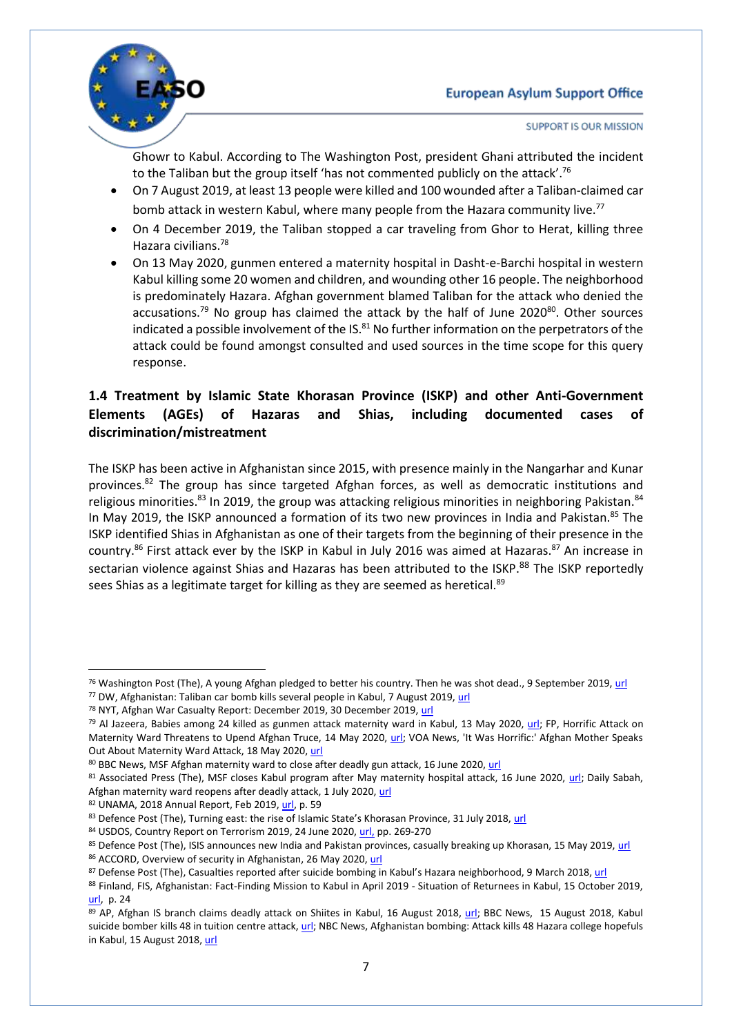Ghowr to Kabul. According to The Washington Post, president Ghani attributed the incident to the Taliban but the group itself 'has not commented publicly on the attack'.[76]

- On 7 August 2019, at least 13 people were killed and 100 wounded after a Taliban-claimed car bomb attack in western Kabul, where many people from the Hazara community live.[77]
- On 4 December 2019, the Taliban stopped a car traveling from Ghor to Herat, killing three Hazara civilians.[78]
- On 13 May 2020, gunmen entered a maternity hospital in Dasht-e-Barchi hospital in western Kabul killing some 20 women and children, and wounding other 16 people. The neighborhood is predominately Hazara. Afghan government blamed Taliban for the attack who denied the accusations.[79] No group has claimed the attack by the half of June 2020[80]. Other sources indicated a possible involvement of the IS.[81] No further information on the perpetrators of the attack could be found amongst consulted and used sources in the time scope for this query response.

## 1.4 Treatment by Islamic State Khorasan Province (ISKP) and other Anti-Government Elements (AGEs) of Hazaras and Shias, including documented cases of discrimination/mistreatment

The ISKP has been active in Afghanistan since 2015, with presence mainly in the Nangarhar and Kunar provinces.[82] The group has since targeted Afghan forces, as well as democratic institutions and religious minorities.[83] In 2019, the group was attacking religious minorities in neighboring Pakistan.[84] In May 2019, the ISKP announced a formation of its two new provinces in India and Pakistan.[85] The ISKP identified Shias in Afghanistan as one of their targets from the beginning of their presence in the country.[86] First attack ever by the ISKP in Kabul in July 2016 was aimed at Hazaras.[87] An increase in sectarian violence against Shias and Hazaras has been attributed to the ISKP.[88] The ISKP reportedly sees Shias as a legitimate target for killing as they are seemed as heretical.[89]

---

[76] Washington Post (The), A young Afghan pledged to better his country. Then he was shot dead., 9 September 2019, url

[77] DW, Afghanistan: Taliban car bomb kills several people in Kabul, 7 August 2019, url

[78] NYT, Afghan War Casualty Report: December 2019, 30 December 2019, url

[79] Al Jazeera, Babies among 24 killed as gunmen attack maternity ward in Kabul, 13 May 2020, url; FP, Horrific Attack on Maternity Ward Threatens to Upend Afghan Truce, 14 May 2020, url; VOA News, 'It Was Horrific:' Afghan Mother Speaks Out About Maternity Ward Attack, 18 May 2020, url

[80] BBC News, MSF Afghan maternity ward to close after deadly gun attack, 16 June 2020, url

[81] Associated Press (The), MSF closes Kabul program after May maternity hospital attack, 16 June 2020, url; Daily Sabah, Afghan maternity ward reopens after deadly attack, 1 July 2020, url

[82] UNAMA, 2018 Annual Report, Feb 2019, url, p. 59

[83] Defence Post (The), Turning east: the rise of Islamic State's Khorasan Province, 31 July 2018, url

[84] USDOS, Country Report on Terrorism 2019, 24 June 2020, url, pp. 269-270

[85] Defence Post (The), ISIS announces new India and Pakistan provinces, casually breaking up Khorasan, 15 May 2019, url

[86] ACCORD, Overview of security in Afghanistan, 26 May 2020, url

[87] Defense Post (The), Casualties reported after suicide bombing in Kabul's Hazara neighborhood, 9 March 2018, url

[88] Finland, FIS, Afghanistan: Fact-Finding Mission to Kabul in April 2019 - Situation of Returnees in Kabul, 15 October 2019, url, p. 24

[89] AP, Afghan IS branch claims deadly attack on Shiites in Kabul, 16 August 2018, url; BBC News, 15 August 2018, Kabul suicide bomber kills 48 in tuition centre attack, url; NBC News, Afghanistan bombing: Attack kills 48 Hazara college hopefuls in Kabul, 15 August 2018, url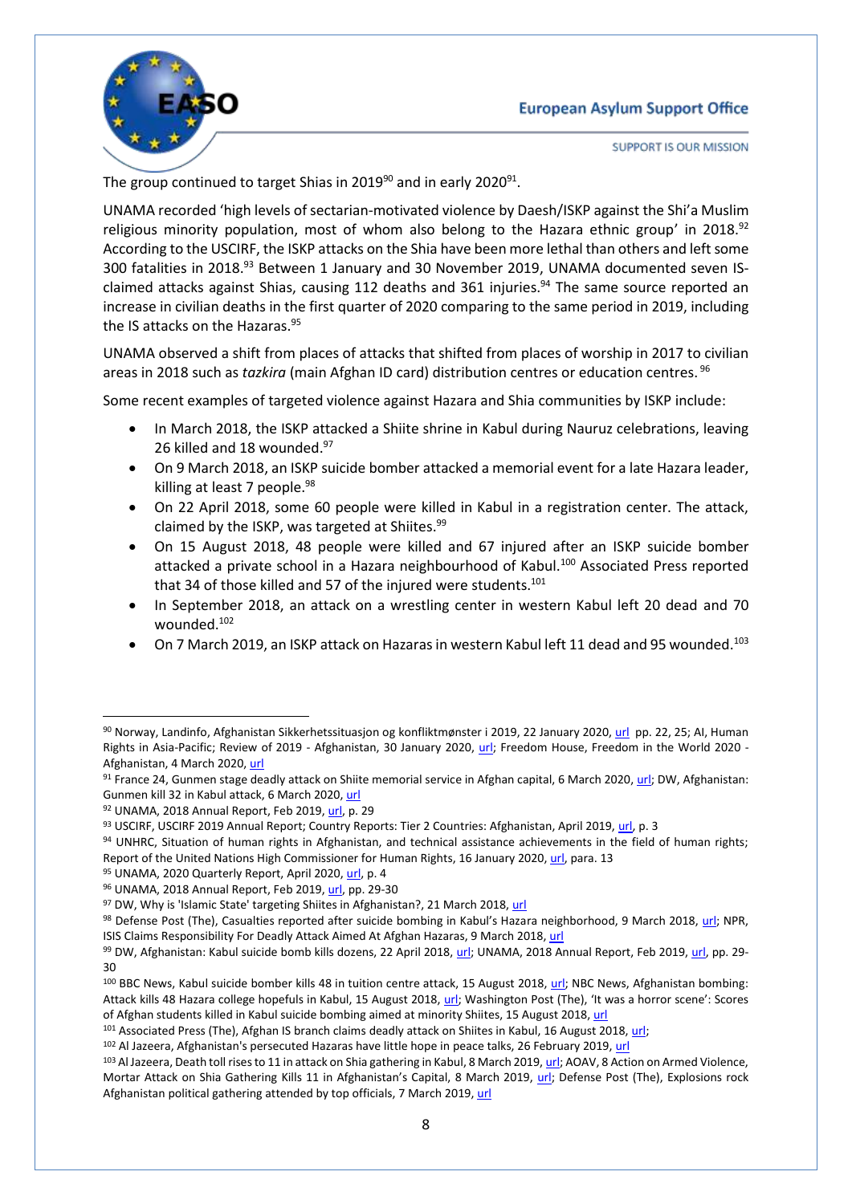The group continued to target Shias in 2019[90] and in early 2020[91].

UNAMA recorded 'high levels of sectarian-motivated violence by Daesh/ISKP against the Shi'a Muslim religious minority population, most of whom also belong to the Hazara ethnic group' in 2018.[92] According to the USCIRF, the ISKP attacks on the Shia have been more lethal than others and left some 300 fatalities in 2018.[93] Between 1 January and 30 November 2019, UNAMA documented seven IS-claimed attacks against Shias, causing 112 deaths and 361 injuries.[94] The same source reported an increase in civilian deaths in the first quarter of 2020 comparing to the same period in 2019, including the IS attacks on the Hazaras.[95]

UNAMA observed a shift from places of attacks that shifted from places of worship in 2017 to civilian areas in 2018 such as *tazkira* (main Afghan ID card) distribution centres or education centres.[96]

Some recent examples of targeted violence against Hazara and Shia communities by ISKP include:

- In March 2018, the ISKP attacked a Shiite shrine in Kabul during Nauruz celebrations, leaving 26 killed and 18 wounded.[97]
- On 9 March 2018, an ISKP suicide bomber attacked a memorial event for a late Hazara leader, killing at least 7 people.[98]
- On 22 April 2018, some 60 people were killed in Kabul in a registration center. The attack, claimed by the ISKP, was targeted at Shiites.[99]
- On 15 August 2018, 48 people were killed and 67 injured after an ISKP suicide bomber attacked a private school in a Hazara neighbourhood of Kabul.[100] Associated Press reported that 34 of those killed and 57 of the injured were students.[101]
- In September 2018, an attack on a wrestling center in western Kabul left 20 dead and 70 wounded.[102]
- On 7 March 2019, an ISKP attack on Hazaras in western Kabul left 11 dead and 95 wounded.[103]

---

[90] Norway, Landinfo, Afghanistan Sikkerhetssituasjon og konfliktmønster i 2019, 22 January 2020, url pp. 22, 25; AI, Human Rights in Asia-Pacific; Review of 2019 - Afghanistan, 30 January 2020, url; Freedom House, Freedom in the World 2020 - Afghanistan, 4 March 2020, url

[91] France 24, Gunmen stage deadly attack on Shiite memorial service in Afghan capital, 6 March 2020, url; DW, Afghanistan: Gunmen kill 32 in Kabul attack, 6 March 2020, url

[92] UNAMA, 2018 Annual Report, Feb 2019, url, p. 29

[93] USCIRF, USCIRF 2019 Annual Report; Country Reports: Tier 2 Countries: Afghanistan, April 2019, url, p. 3

[94] UNHRC, Situation of human rights in Afghanistan, and technical assistance achievements in the field of human rights; Report of the United Nations High Commissioner for Human Rights, 16 January 2020, url, para. 13

[95] UNAMA, 2020 Quarterly Report, April 2020, url, p. 4

[96] UNAMA, 2018 Annual Report, Feb 2019, url, pp. 29-30

[97] DW, Why is 'Islamic State' targeting Shiites in Afghanistan?, 21 March 2018, url

[98] Defense Post (The), Casualties reported after suicide bombing in Kabul's Hazara neighborhood, 9 March 2018, url; NPR, ISIS Claims Responsibility For Deadly Attack Aimed At Afghan Hazaras, 9 March 2018, url

[99] DW, Afghanistan: Kabul suicide bomb kills dozens, 22 April 2018, url; UNAMA, 2018 Annual Report, Feb 2019, url, pp. 29-30

[100] BBC News, Kabul suicide bomber kills 48 in tuition centre attack, 15 August 2018, url; NBC News, Afghanistan bombing: Attack kills 48 Hazara college hopefuls in Kabul, 15 August 2018, url; Washington Post (The), 'It was a horror scene': Scores of Afghan students killed in Kabul suicide bombing aimed at minority Shiites, 15 August 2018, url

[101] Associated Press (The), Afghan IS branch claims deadly attack on Shiites in Kabul, 16 August 2018, url;

[102] Al Jazeera, Afghanistan's persecuted Hazaras have little hope in peace talks, 26 February 2019, url

[103] Al Jazeera, Death toll rises to 11 in attack on Shia gathering in Kabul, 8 March 2019, url; AOAV, 8 Action on Armed Violence, Mortar Attack on Shia Gathering Kills 11 in Afghanistan's Capital, 8 March 2019, url; Defense Post (The), Explosions rock Afghanistan political gathering attended by top officials, 7 March 2019, url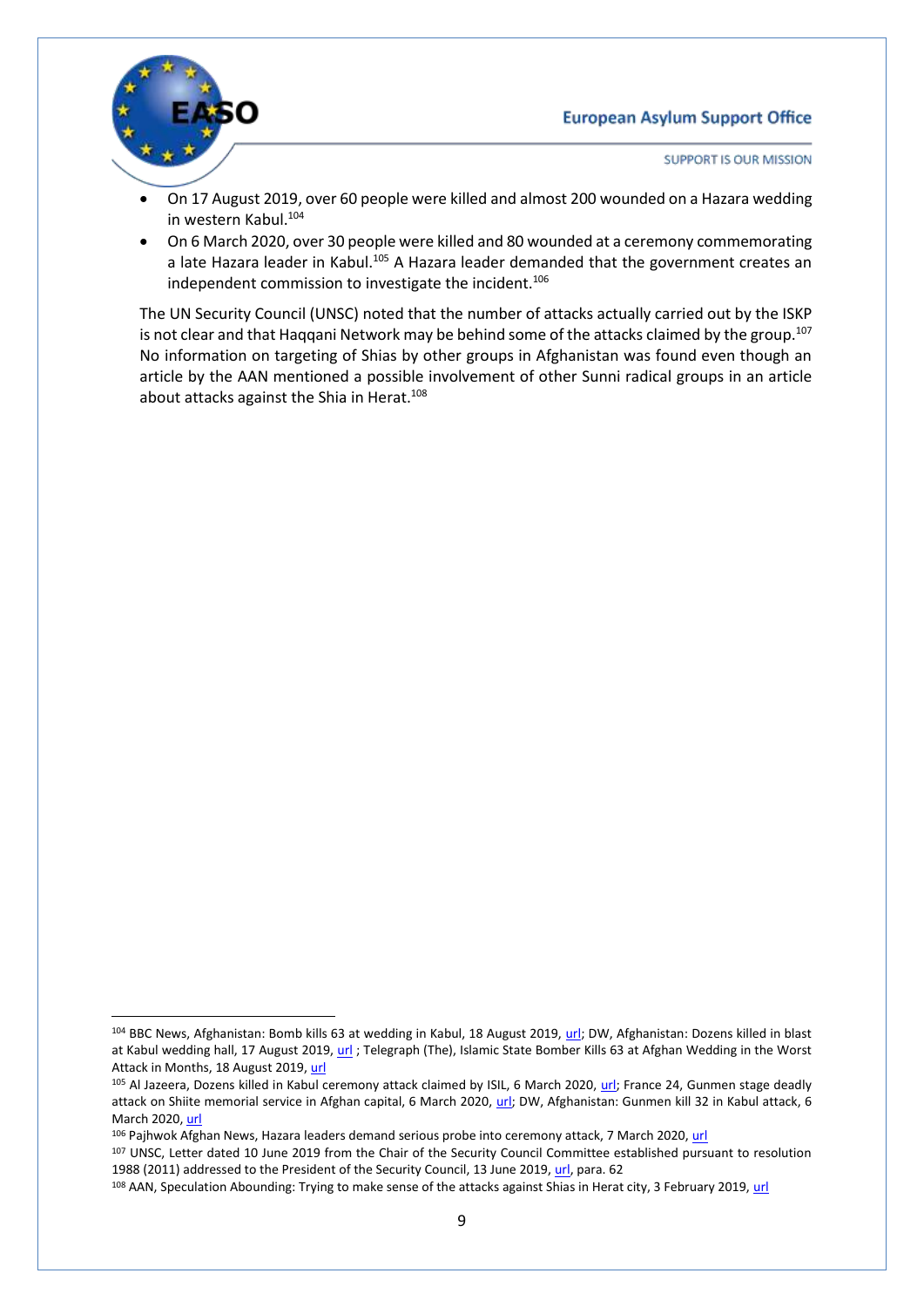- On 17 August 2019, over 60 people were killed and almost 200 wounded on a Hazara wedding in western Kabul.[104]
- On 6 March 2020, over 30 people were killed and 80 wounded at a ceremony commemorating a late Hazara leader in Kabul.[105] A Hazara leader demanded that the government creates an independent commission to investigate the incident.[106]

The UN Security Council (UNSC) noted that the number of attacks actually carried out by the ISKP is not clear and that Haqqani Network may be behind some of the attacks claimed by the group.[107] No information on targeting of Shias by other groups in Afghanistan was found even though an article by the AAN mentioned a possible involvement of other Sunni radical groups in an article about attacks against the Shia in Herat.[108]

---

[104] BBC News, Afghanistan: Bomb kills 63 at wedding in Kabul, 18 August 2019, url; DW, Afghanistan: Dozens killed in blast at Kabul wedding hall, 17 August 2019, url ; Telegraph (The), Islamic State Bomber Kills 63 at Afghan Wedding in the Worst Attack in Months, 18 August 2019, url

[105] Al Jazeera, Dozens killed in Kabul ceremony attack claimed by ISIL, 6 March 2020, url; France 24, Gunmen stage deadly attack on Shiite memorial service in Afghan capital, 6 March 2020, url; DW, Afghanistan: Gunmen kill 32 in Kabul attack, 6 March 2020, url

[106] Pajhwok Afghan News, Hazara leaders demand serious probe into ceremony attack, 7 March 2020, url

[107] UNSC, Letter dated 10 June 2019 from the Chair of the Security Council Committee established pursuant to resolution 1988 (2011) addressed to the President of the Security Council, 13 June 2019, url, para. 62

[108] AAN, Speculation Abounding: Trying to make sense of the attacks against Shias in Herat city, 3 February 2019, url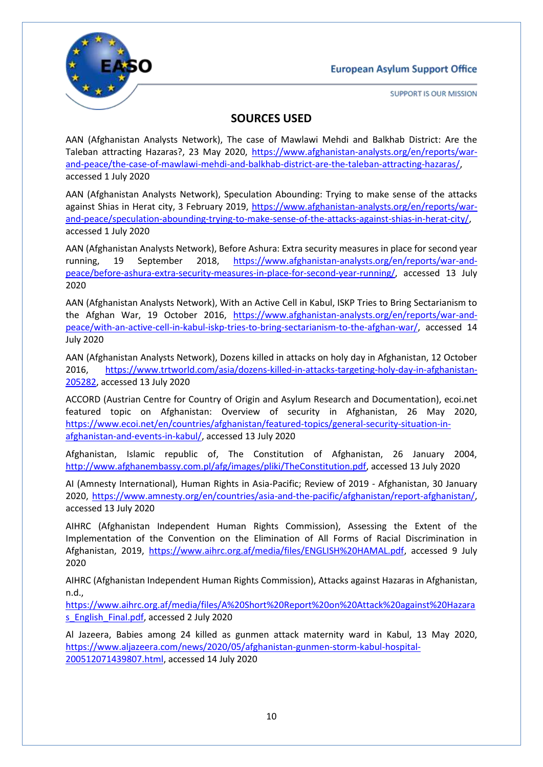## SOURCES USED

AAN (Afghanistan Analysts Network), The case of Mawlawi Mehdi and Balkhab District: Are the Taleban attracting Hazaras?, 23 May 2020, https://www.afghanistan-analysts.org/en/reports/war-and-peace/the-case-of-mawlawi-mehdi-and-balkhab-district-are-the-taleban-attracting-hazaras/, accessed 1 July 2020

AAN (Afghanistan Analysts Network), Speculation Abounding: Trying to make sense of the attacks against Shias in Herat city, 3 February 2019, https://www.afghanistan-analysts.org/en/reports/war-and-peace/speculation-abounding-trying-to-make-sense-of-the-attacks-against-shias-in-herat-city/, accessed 1 July 2020

AAN (Afghanistan Analysts Network), Before Ashura: Extra security measures in place for second year running, 19 September 2018, https://www.afghanistan-analysts.org/en/reports/war-and-peace/before-ashura-extra-security-measures-in-place-for-second-year-running/, accessed 13 July 2020

AAN (Afghanistan Analysts Network), With an Active Cell in Kabul, ISKP Tries to Bring Sectarianism to the Afghan War, 19 October 2016, https://www.afghanistan-analysts.org/en/reports/war-and-peace/with-an-active-cell-in-kabul-iskp-tries-to-bring-sectarianism-to-the-afghan-war/, accessed 14 July 2020

AAN (Afghanistan Analysts Network), Dozens killed in attacks on holy day in Afghanistan, 12 October 2016, https://www.trtworld.com/asia/dozens-killed-in-attacks-targeting-holy-day-in-afghanistan-205282, accessed 13 July 2020

ACCORD (Austrian Centre for Country of Origin and Asylum Research and Documentation), ecoi.net featured topic on Afghanistan: Overview of security in Afghanistan, 26 May 2020, https://www.ecoi.net/en/countries/afghanistan/featured-topics/general-security-situation-in-afghanistan-and-events-in-kabul/, accessed 13 July 2020

Afghanistan, Islamic republic of, The Constitution of Afghanistan, 26 January 2004, http://www.afghanembassy.com.pl/afg/images/pliki/TheConstitution.pdf, accessed 13 July 2020

AI (Amnesty International), Human Rights in Asia-Pacific; Review of 2019 - Afghanistan, 30 January 2020, https://www.amnesty.org/en/countries/asia-and-the-pacific/afghanistan/report-afghanistan/, accessed 13 July 2020

AIHRC (Afghanistan Independent Human Rights Commission), Assessing the Extent of the Implementation of the Convention on the Elimination of All Forms of Racial Discrimination in Afghanistan, 2019, https://www.aihrc.org.af/media/files/ENGLISH%20HAMAL.pdf, accessed 9 July 2020

AIHRC (Afghanistan Independent Human Rights Commission), Attacks against Hazaras in Afghanistan, n.d., https://www.aihrc.org.af/media/files/A%20Short%20Report%20on%20Attack%20against%20Hazaras_English_Final.pdf, accessed 2 July 2020

Al Jazeera, Babies among 24 killed as gunmen attack maternity ward in Kabul, 13 May 2020, https://www.aljazeera.com/news/2020/05/afghanistan-gunmen-storm-kabul-hospital-200512071439807.html, accessed 14 July 2020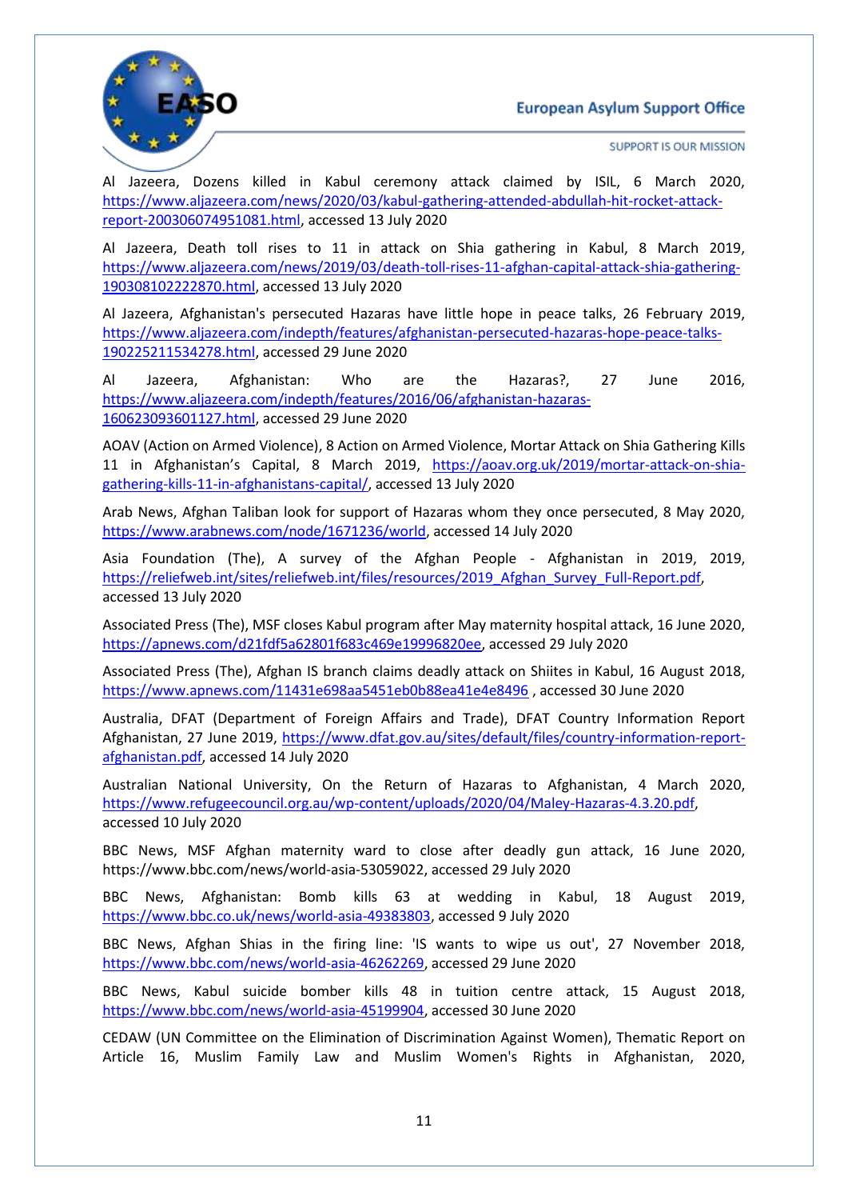Al Jazeera, Dozens killed in Kabul ceremony attack claimed by ISIL, 6 March 2020, https://www.aljazeera.com/news/2020/03/kabul-gathering-attended-abdullah-hit-rocket-attack-report-200306074951081.html, accessed 13 July 2020

Al Jazeera, Death toll rises to 11 in attack on Shia gathering in Kabul, 8 March 2019, https://www.aljazeera.com/news/2019/03/death-toll-rises-11-afghan-capital-attack-shia-gathering-190308102222870.html, accessed 13 July 2020

Al Jazeera, Afghanistan's persecuted Hazaras have little hope in peace talks, 26 February 2019, https://www.aljazeera.com/indepth/features/afghanistan-persecuted-hazaras-hope-peace-talks-190225211534278.html, accessed 29 June 2020

Al Jazeera, Afghanistan: Who are the Hazaras?, 27 June 2016, https://www.aljazeera.com/indepth/features/2016/06/afghanistan-hazaras-160623093601127.html, accessed 29 June 2020

AOAV (Action on Armed Violence), 8 Action on Armed Violence, Mortar Attack on Shia Gathering Kills 11 in Afghanistan's Capital, 8 March 2019, https://aoav.org.uk/2019/mortar-attack-on-shia-gathering-kills-11-in-afghanistans-capital/, accessed 13 July 2020

Arab News, Afghan Taliban look for support of Hazaras whom they once persecuted, 8 May 2020, https://www.arabnews.com/node/1671236/world, accessed 14 July 2020

Asia Foundation (The), A survey of the Afghan People - Afghanistan in 2019, 2019, https://reliefweb.int/sites/reliefweb.int/files/resources/2019_Afghan_Survey_Full-Report.pdf, accessed 13 July 2020

Associated Press (The), MSF closes Kabul program after May maternity hospital attack, 16 June 2020, https://apnews.com/d21fdf5a62801f683c469e19996820ee, accessed 29 July 2020

Associated Press (The), Afghan IS branch claims deadly attack on Shiites in Kabul, 16 August 2018, https://www.apnews.com/11431e698aa5451eb0b88ea41e4e8496 , accessed 30 June 2020

Australia, DFAT (Department of Foreign Affairs and Trade), DFAT Country Information Report Afghanistan, 27 June 2019, https://www.dfat.gov.au/sites/default/files/country-information-report-afghanistan.pdf, accessed 14 July 2020

Australian National University, On the Return of Hazaras to Afghanistan, 4 March 2020, https://www.refugeecouncil.org.au/wp-content/uploads/2020/04/Maley-Hazaras-4.3.20.pdf, accessed 10 July 2020

BBC News, MSF Afghan maternity ward to close after deadly gun attack, 16 June 2020, https://www.bbc.com/news/world-asia-53059022, accessed 29 July 2020

BBC News, Afghanistan: Bomb kills 63 at wedding in Kabul, 18 August 2019, https://www.bbc.co.uk/news/world-asia-49383803, accessed 9 July 2020

BBC News, Afghan Shias in the firing line: 'IS wants to wipe us out', 27 November 2018, https://www.bbc.com/news/world-asia-46262269, accessed 29 June 2020

BBC News, Kabul suicide bomber kills 48 in tuition centre attack, 15 August 2018, https://www.bbc.com/news/world-asia-45199904, accessed 30 June 2020

CEDAW (UN Committee on the Elimination of Discrimination Against Women), Thematic Report on Article 16, Muslim Family Law and Muslim Women's Rights in Afghanistan, 2020,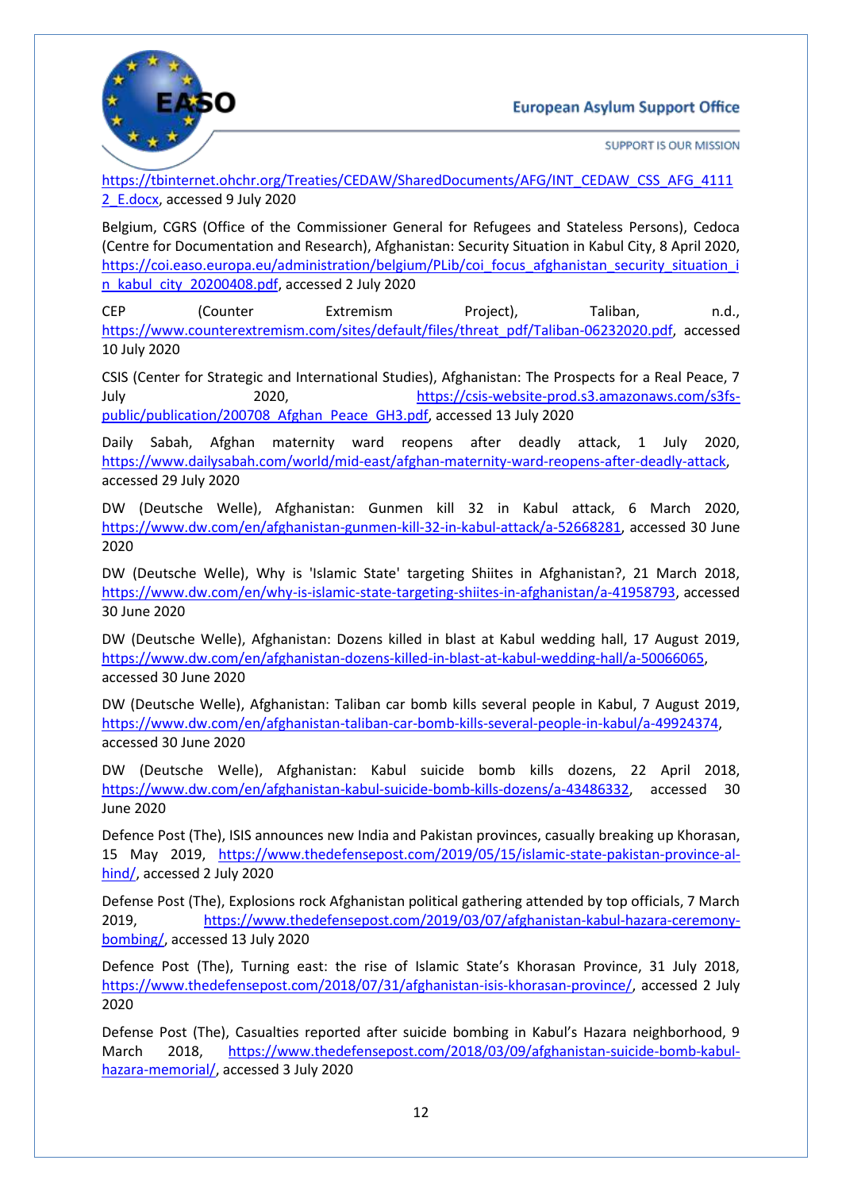https://tbinternet.ohchr.org/Treaties/CEDAW/SharedDocuments/AFG/INT_CEDAW_CSS_AFG_41112_E.docx, accessed 9 July 2020

Belgium, CGRS (Office of the Commissioner General for Refugees and Stateless Persons), Cedoca (Centre for Documentation and Research), Afghanistan: Security Situation in Kabul City, 8 April 2020, https://coi.easo.europa.eu/administration/belgium/PLib/coi_focus_afghanistan_security_situation_in_kabul_city_20200408.pdf, accessed 2 July 2020

CEP (Counter Extremism Project), Taliban, n.d., https://www.counterextremism.com/sites/default/files/threat_pdf/Taliban-06232020.pdf, accessed 10 July 2020

CSIS (Center for Strategic and International Studies), Afghanistan: The Prospects for a Real Peace, 7 July 2020, https://csis-website-prod.s3.amazonaws.com/s3fs-public/publication/200708_Afghan_Peace_GH3.pdf, accessed 13 July 2020

Daily Sabah, Afghan maternity ward reopens after deadly attack, 1 July 2020, https://www.dailysabah.com/world/mid-east/afghan-maternity-ward-reopens-after-deadly-attack, accessed 29 July 2020

DW (Deutsche Welle), Afghanistan: Gunmen kill 32 in Kabul attack, 6 March 2020, https://www.dw.com/en/afghanistan-gunmen-kill-32-in-kabul-attack/a-52668281, accessed 30 June 2020

DW (Deutsche Welle), Why is 'Islamic State' targeting Shiites in Afghanistan?, 21 March 2018, https://www.dw.com/en/why-is-islamic-state-targeting-shiites-in-afghanistan/a-41958793, accessed 30 June 2020

DW (Deutsche Welle), Afghanistan: Dozens killed in blast at Kabul wedding hall, 17 August 2019, https://www.dw.com/en/afghanistan-dozens-killed-in-blast-at-kabul-wedding-hall/a-50066065, accessed 30 June 2020

DW (Deutsche Welle), Afghanistan: Taliban car bomb kills several people in Kabul, 7 August 2019, https://www.dw.com/en/afghanistan-taliban-car-bomb-kills-several-people-in-kabul/a-49924374, accessed 30 June 2020

DW (Deutsche Welle), Afghanistan: Kabul suicide bomb kills dozens, 22 April 2018, https://www.dw.com/en/afghanistan-kabul-suicide-bomb-kills-dozens/a-43486332, accessed 30 June 2020

Defence Post (The), ISIS announces new India and Pakistan provinces, casually breaking up Khorasan, 15 May 2019, https://www.thedefensepost.com/2019/05/15/islamic-state-pakistan-province-al-hind/, accessed 2 July 2020

Defense Post (The), Explosions rock Afghanistan political gathering attended by top officials, 7 March 2019, https://www.thedefensepost.com/2019/03/07/afghanistan-kabul-hazara-ceremony-bombing/, accessed 13 July 2020

Defence Post (The), Turning east: the rise of Islamic State's Khorasan Province, 31 July 2018, https://www.thedefensepost.com/2018/07/31/afghanistan-isis-khorasan-province/, accessed 2 July 2020

Defense Post (The), Casualties reported after suicide bombing in Kabul's Hazara neighborhood, 9 March 2018, https://www.thedefensepost.com/2018/03/09/afghanistan-suicide-bomb-kabul-hazara-memorial/, accessed 3 July 2020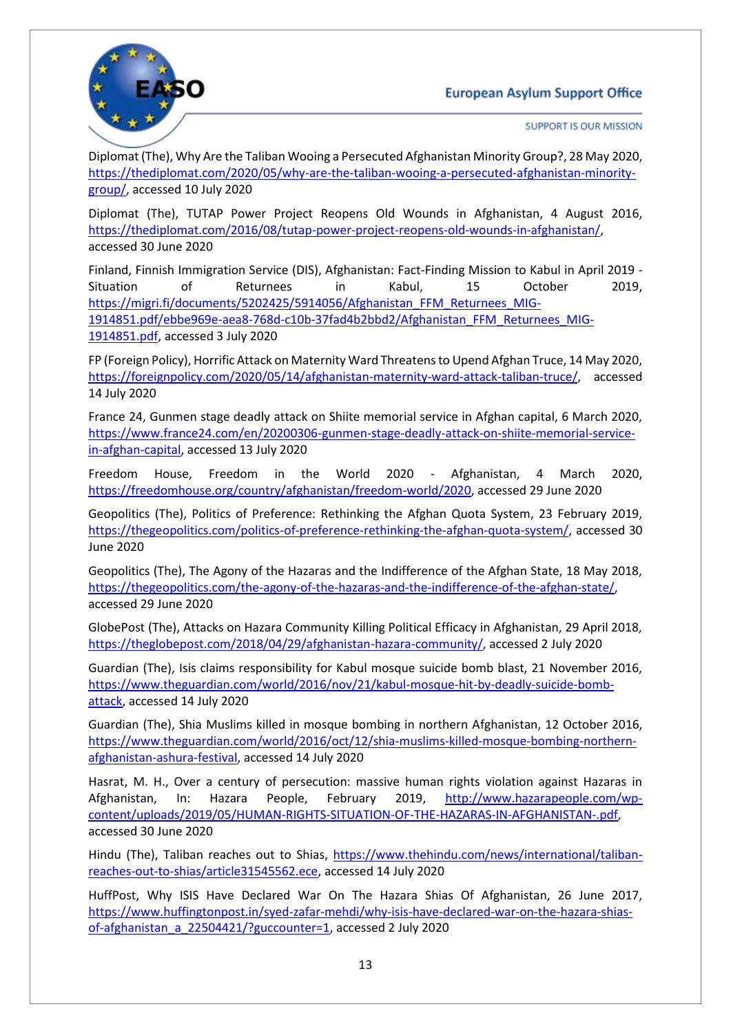Diplomat (The), Why Are the Taliban Wooing a Persecuted Afghanistan Minority Group?, 28 May 2020, https://thediplomat.com/2020/05/why-are-the-taliban-wooing-a-persecuted-afghanistan-minority-group/, accessed 10 July 2020

Diplomat (The), TUTAP Power Project Reopens Old Wounds in Afghanistan, 4 August 2016, https://thediplomat.com/2016/08/tutap-power-project-reopens-old-wounds-in-afghanistan/, accessed 30 June 2020

Finland, Finnish Immigration Service (DIS), Afghanistan: Fact-Finding Mission to Kabul in April 2019 - Situation of Returnees in Kabul, 15 October 2019, https://migri.fi/documents/5202425/5914056/Afghanistan_FFM_Returnees_MIG-1914851.pdf/ebbe969e-aea8-768d-c10b-37fad4b2bbd2/Afghanistan_FFM_Returnees_MIG-1914851.pdf, accessed 3 July 2020

FP (Foreign Policy), Horrific Attack on Maternity Ward Threatens to Upend Afghan Truce, 14 May 2020, https://foreignpolicy.com/2020/05/14/afghanistan-maternity-ward-attack-taliban-truce/, accessed 14 July 2020

France 24, Gunmen stage deadly attack on Shiite memorial service in Afghan capital, 6 March 2020, https://www.france24.com/en/20200306-gunmen-stage-deadly-attack-on-shiite-memorial-service-in-afghan-capital, accessed 13 July 2020

Freedom House, Freedom in the World 2020 - Afghanistan, 4 March 2020, https://freedomhouse.org/country/afghanistan/freedom-world/2020, accessed 29 June 2020

Geopolitics (The), Politics of Preference: Rethinking the Afghan Quota System, 23 February 2019, https://thegeopolitics.com/politics-of-preference-rethinking-the-afghan-quota-system/, accessed 30 June 2020

Geopolitics (The), The Agony of the Hazaras and the Indifference of the Afghan State, 18 May 2018, https://thegeopolitics.com/the-agony-of-the-hazaras-and-the-indifference-of-the-afghan-state/, accessed 29 June 2020

GlobePost (The), Attacks on Hazara Community Killing Political Efficacy in Afghanistan, 29 April 2018, https://theglobepost.com/2018/04/29/afghanistan-hazara-community/, accessed 2 July 2020

Guardian (The), Isis claims responsibility for Kabul mosque suicide bomb blast, 21 November 2016, https://www.theguardian.com/world/2016/nov/21/kabul-mosque-hit-by-deadly-suicide-bomb-attack, accessed 14 July 2020

Guardian (The), Shia Muslims killed in mosque bombing in northern Afghanistan, 12 October 2016, https://www.theguardian.com/world/2016/oct/12/shia-muslims-killed-mosque-bombing-northern-afghanistan-ashura-festival, accessed 14 July 2020

Hasrat, M. H., Over a century of persecution: massive human rights violation against Hazaras in Afghanistan, In: Hazara People, February 2019, http://www.hazarapeople.com/wp-content/uploads/2019/05/HUMAN-RIGHTS-SITUATION-OF-THE-HAZARAS-IN-AFGHANISTAN-.pdf, accessed 30 June 2020

Hindu (The), Taliban reaches out to Shias, https://www.thehindu.com/news/international/taliban-reaches-out-to-shias/article31545562.ece, accessed 14 July 2020

HuffPost, Why ISIS Have Declared War On The Hazara Shias Of Afghanistan, 26 June 2017, https://www.huffingtonpost.in/syed-zafar-mehdi/why-isis-have-declared-war-on-the-hazara-shias-of-afghanistan_a_22504421/?guccounter=1, accessed 2 July 2020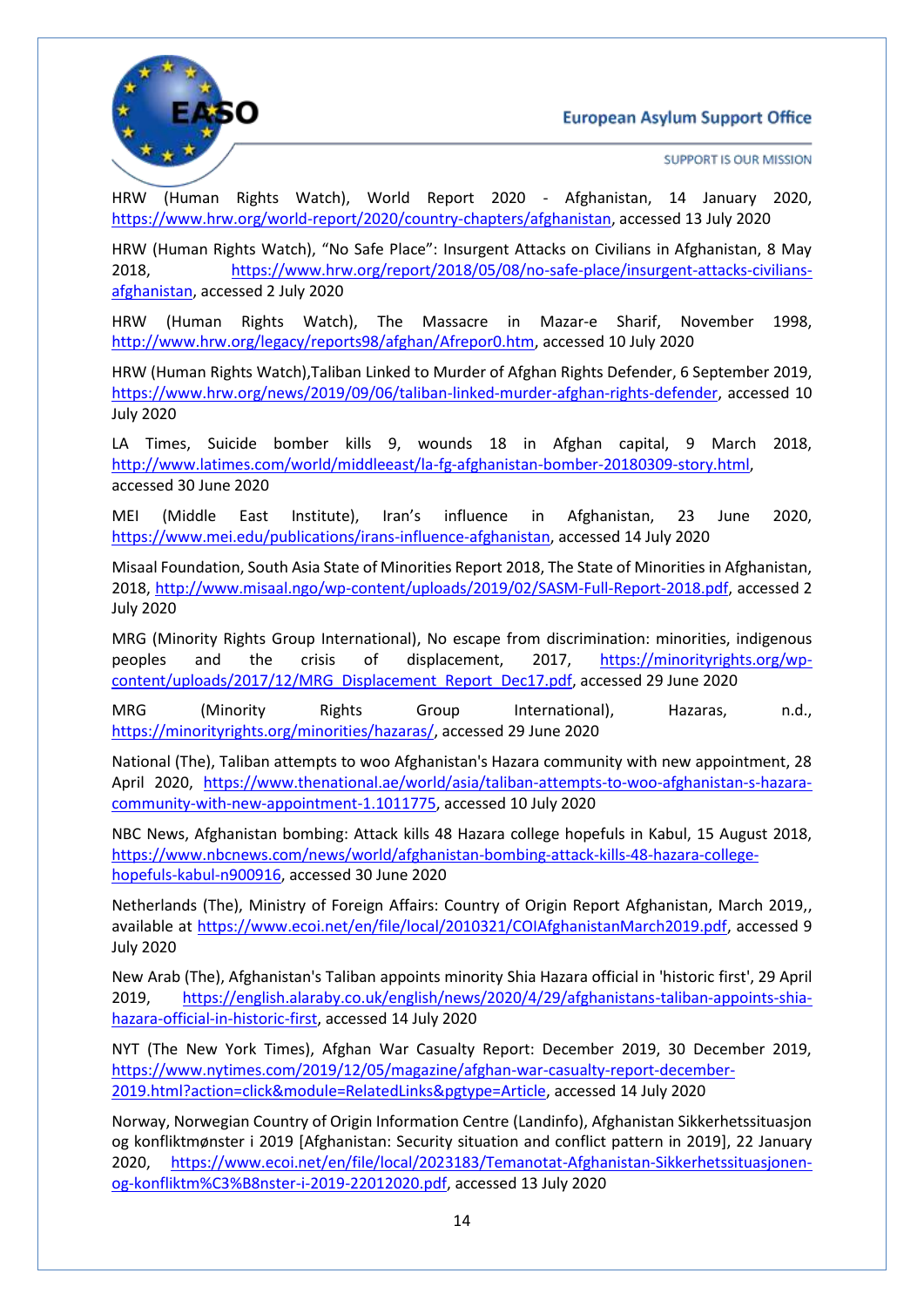HRW (Human Rights Watch), World Report 2020 - Afghanistan, 14 January 2020, https://www.hrw.org/world-report/2020/country-chapters/afghanistan, accessed 13 July 2020

HRW (Human Rights Watch), "No Safe Place": Insurgent Attacks on Civilians in Afghanistan, 8 May 2018, https://www.hrw.org/report/2018/05/08/no-safe-place/insurgent-attacks-civilians-afghanistan, accessed 2 July 2020

HRW (Human Rights Watch), The Massacre in Mazar-e Sharif, November 1998, http://www.hrw.org/legacy/reports98/afghan/Afrepor0.htm, accessed 10 July 2020

HRW (Human Rights Watch),Taliban Linked to Murder of Afghan Rights Defender, 6 September 2019, https://www.hrw.org/news/2019/09/06/taliban-linked-murder-afghan-rights-defender, accessed 10 July 2020

LA Times, Suicide bomber kills 9, wounds 18 in Afghan capital, 9 March 2018, http://www.latimes.com/world/middleeast/la-fg-afghanistan-bomber-20180309-story.html, accessed 30 June 2020

MEI (Middle East Institute), Iran's influence in Afghanistan, 23 June 2020, https://www.mei.edu/publications/irans-influence-afghanistan, accessed 14 July 2020

Misaal Foundation, South Asia State of Minorities Report 2018, The State of Minorities in Afghanistan, 2018, http://www.misaal.ngo/wp-content/uploads/2019/02/SASM-Full-Report-2018.pdf, accessed 2 July 2020

MRG (Minority Rights Group International), No escape from discrimination: minorities, indigenous peoples and the crisis of displacement, 2017, https://minorityrights.org/wp-content/uploads/2017/12/MRG_Displacement_Report_Dec17.pdf, accessed 29 June 2020

MRG (Minority Rights Group International), Hazaras, n.d., https://minorityrights.org/minorities/hazaras/, accessed 29 June 2020

National (The), Taliban attempts to woo Afghanistan's Hazara community with new appointment, 28 April 2020, https://www.thenational.ae/world/asia/taliban-attempts-to-woo-afghanistan-s-hazara-community-with-new-appointment-1.1011775, accessed 10 July 2020

NBC News, Afghanistan bombing: Attack kills 48 Hazara college hopefuls in Kabul, 15 August 2018, https://www.nbcnews.com/news/world/afghanistan-bombing-attack-kills-48-hazara-college-hopefuls-kabul-n900916, accessed 30 June 2020

Netherlands (The), Ministry of Foreign Affairs: Country of Origin Report Afghanistan, March 2019,, available at https://www.ecoi.net/en/file/local/2010321/COIAfghanistanMarch2019.pdf, accessed 9 July 2020

New Arab (The), Afghanistan's Taliban appoints minority Shia Hazara official in 'historic first', 29 April 2019, https://english.alaraby.co.uk/english/news/2020/4/29/afghanistans-taliban-appoints-shia-hazara-official-in-historic-first, accessed 14 July 2020

NYT (The New York Times), Afghan War Casualty Report: December 2019, 30 December 2019, https://www.nytimes.com/2019/12/05/magazine/afghan-war-casualty-report-december-2019.html?action=click&module=RelatedLinks&pgtype=Article, accessed 14 July 2020

Norway, Norwegian Country of Origin Information Centre (Landinfo), Afghanistan Sikkerhetssituasjon og konfliktmønster i 2019 [Afghanistan: Security situation and conflict pattern in 2019], 22 January 2020, https://www.ecoi.net/en/file/local/2023183/Temanotat-Afghanistan-Sikkerhetssituasjonen-og-konfliktm%C3%B8nster-i-2019-22012020.pdf, accessed 13 July 2020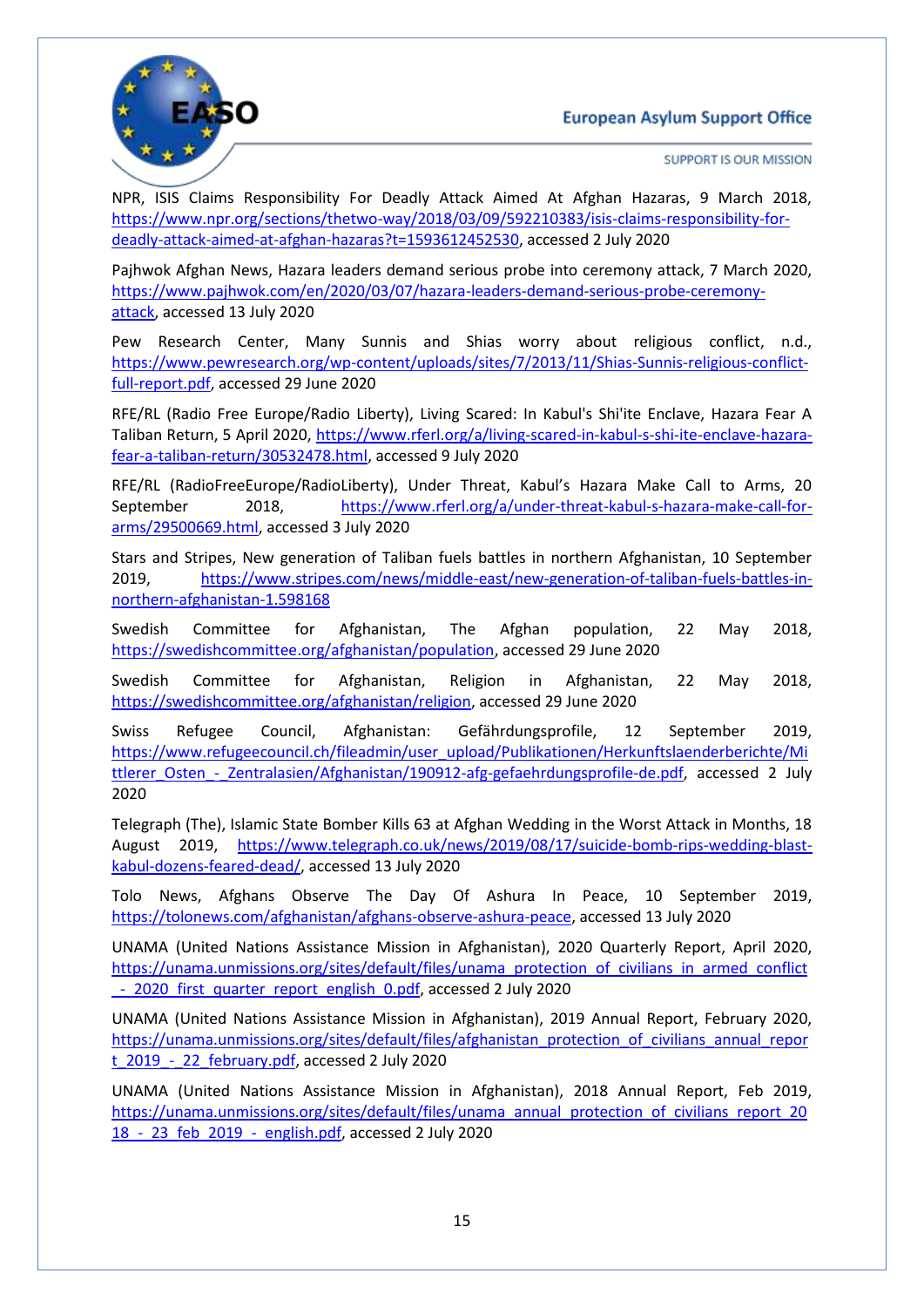NPR, ISIS Claims Responsibility For Deadly Attack Aimed At Afghan Hazaras, 9 March 2018, https://www.npr.org/sections/thetwo-way/2018/03/09/592210383/isis-claims-responsibility-for-deadly-attack-aimed-at-afghan-hazaras?t=1593612452530, accessed 2 July 2020

Pajhwok Afghan News, Hazara leaders demand serious probe into ceremony attack, 7 March 2020, https://www.pajhwok.com/en/2020/03/07/hazara-leaders-demand-serious-probe-ceremony-attack, accessed 13 July 2020

Pew Research Center, Many Sunnis and Shias worry about religious conflict, n.d., https://www.pewresearch.org/wp-content/uploads/sites/7/2013/11/Shias-Sunnis-religious-conflict-full-report.pdf, accessed 29 June 2020

RFE/RL (Radio Free Europe/Radio Liberty), Living Scared: In Kabul's Shi'ite Enclave, Hazara Fear A Taliban Return, 5 April 2020, https://www.rferl.org/a/living-scared-in-kabul-s-shi-ite-enclave-hazara-fear-a-taliban-return/30532478.html, accessed 9 July 2020

RFE/RL (RadioFreeEurope/RadioLiberty), Under Threat, Kabul's Hazara Make Call to Arms, 20 September 2018, https://www.rferl.org/a/under-threat-kabul-s-hazara-make-call-for-arms/29500669.html, accessed 3 July 2020

Stars and Stripes, New generation of Taliban fuels battles in northern Afghanistan, 10 September 2019, https://www.stripes.com/news/middle-east/new-generation-of-taliban-fuels-battles-in-northern-afghanistan-1.598168

Swedish Committee for Afghanistan, The Afghan population, 22 May 2018, https://swedishcommittee.org/afghanistan/population, accessed 29 June 2020

Swedish Committee for Afghanistan, Religion in Afghanistan, 22 May 2018, https://swedishcommittee.org/afghanistan/religion, accessed 29 June 2020

Swiss Refugee Council, Afghanistan: Gefährdungsprofile, 12 September 2019, https://www.refugeecouncil.ch/fileadmin/user_upload/Publikationen/Herkunftslaenderberichte/Mittlerer_Osten_-_Zentralasien/Afghanistan/190912-afg-gefaehrdungsprofile-de.pdf, accessed 2 July 2020

Telegraph (The), Islamic State Bomber Kills 63 at Afghan Wedding in the Worst Attack in Months, 18 August 2019, https://www.telegraph.co.uk/news/2019/08/17/suicide-bomb-rips-wedding-blast-kabul-dozens-feared-dead/, accessed 13 July 2020

Tolo News, Afghans Observe The Day Of Ashura In Peace, 10 September 2019, https://tolonews.com/afghanistan/afghans-observe-ashura-peace, accessed 13 July 2020

UNAMA (United Nations Assistance Mission in Afghanistan), 2020 Quarterly Report, April 2020, https://unama.unmissions.org/sites/default/files/unama_protection_of_civilians_in_armed_conflict_-_2020_first_quarter_report_english_0.pdf, accessed 2 July 2020

UNAMA (United Nations Assistance Mission in Afghanistan), 2019 Annual Report, February 2020, https://unama.unmissions.org/sites/default/files/afghanistan_protection_of_civilians_annual_report_2019_-_22_february.pdf, accessed 2 July 2020

UNAMA (United Nations Assistance Mission in Afghanistan), 2018 Annual Report, Feb 2019, https://unama.unmissions.org/sites/default/files/unama_annual_protection_of_civilians_report_2018_-_23_feb_2019_-_english.pdf, accessed 2 July 2020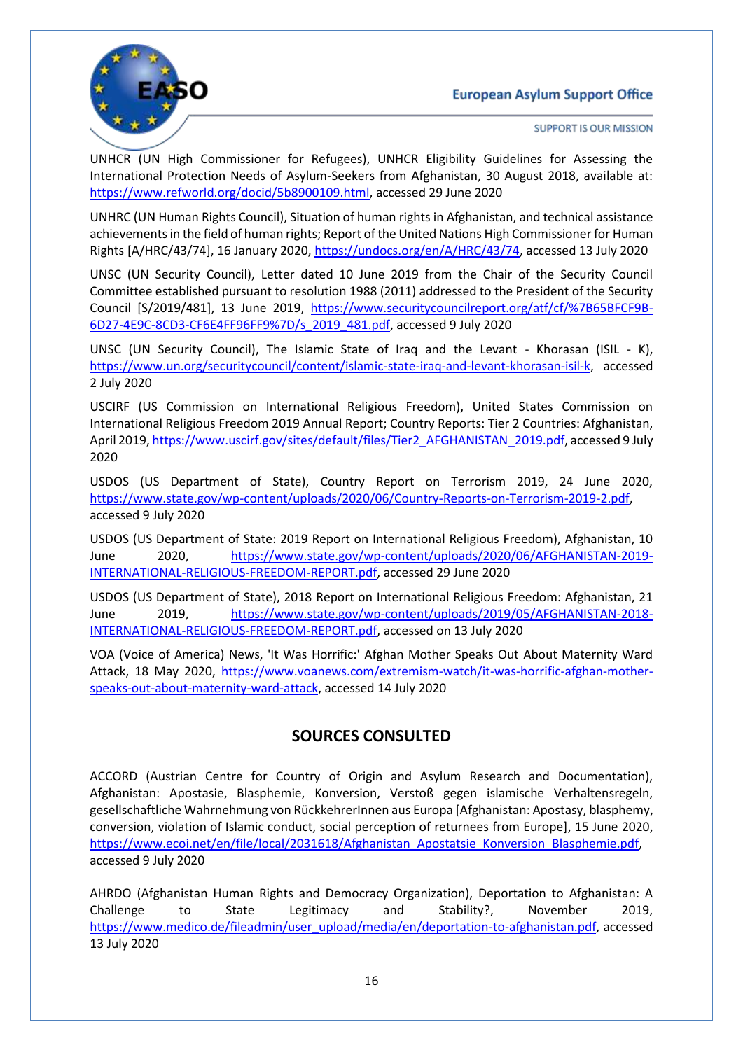UNHCR (UN High Commissioner for Refugees), UNHCR Eligibility Guidelines for Assessing the International Protection Needs of Asylum-Seekers from Afghanistan, 30 August 2018, available at: https://www.refworld.org/docid/5b8900109.html, accessed 29 June 2020

UNHRC (UN Human Rights Council), Situation of human rights in Afghanistan, and technical assistance achievements in the field of human rights; Report of the United Nations High Commissioner for Human Rights [A/HRC/43/74], 16 January 2020, https://undocs.org/en/A/HRC/43/74, accessed 13 July 2020

UNSC (UN Security Council), Letter dated 10 June 2019 from the Chair of the Security Council Committee established pursuant to resolution 1988 (2011) addressed to the President of the Security Council [S/2019/481], 13 June 2019, https://www.securitycouncilreport.org/atf/cf/%7B65BFCF9B-6D27-4E9C-8CD3-CF6E4FF96FF9%7D/s_2019_481.pdf, accessed 9 July 2020

UNSC (UN Security Council), The Islamic State of Iraq and the Levant - Khorasan (ISIL - K), https://www.un.org/securitycouncil/content/islamic-state-iraq-and-levant-khorasan-isil-k, accessed 2 July 2020

USCIRF (US Commission on International Religious Freedom), United States Commission on International Religious Freedom 2019 Annual Report; Country Reports: Tier 2 Countries: Afghanistan, April 2019, https://www.uscirf.gov/sites/default/files/Tier2_AFGHANISTAN_2019.pdf, accessed 9 July 2020

USDOS (US Department of State), Country Report on Terrorism 2019, 24 June 2020, https://www.state.gov/wp-content/uploads/2020/06/Country-Reports-on-Terrorism-2019-2.pdf, accessed 9 July 2020

USDOS (US Department of State: 2019 Report on International Religious Freedom), Afghanistan, 10 June 2020, https://www.state.gov/wp-content/uploads/2020/06/AFGHANISTAN-2019-INTERNATIONAL-RELIGIOUS-FREEDOM-REPORT.pdf, accessed 29 June 2020

USDOS (US Department of State), 2018 Report on International Religious Freedom: Afghanistan, 21 June 2019, https://www.state.gov/wp-content/uploads/2019/05/AFGHANISTAN-2018-INTERNATIONAL-RELIGIOUS-FREEDOM-REPORT.pdf, accessed on 13 July 2020

VOA (Voice of America) News, 'It Was Horrific:' Afghan Mother Speaks Out About Maternity Ward Attack, 18 May 2020, https://www.voanews.com/extremism-watch/it-was-horrific-afghan-mother-speaks-out-about-maternity-ward-attack, accessed 14 July 2020

## SOURCES CONSULTED

ACCORD (Austrian Centre for Country of Origin and Asylum Research and Documentation), Afghanistan: Apostasie, Blasphemie, Konversion, Verstoß gegen islamische Verhaltensregeln, gesellschaftliche Wahrnehmung von RückkehrerInnen aus Europa [Afghanistan: Apostasy, blasphemy, conversion, violation of Islamic conduct, social perception of returnees from Europe], 15 June 2020, https://www.ecoi.net/en/file/local/2031618/Afghanistan_Apostatsie_Konversion_Blasphemie.pdf, accessed 9 July 2020

AHRDO (Afghanistan Human Rights and Democracy Organization), Deportation to Afghanistan: A Challenge to State Legitimacy and Stability?, November 2019, https://www.medico.de/fileadmin/user_upload/media/en/deportation-to-afghanistan.pdf, accessed 13 July 2020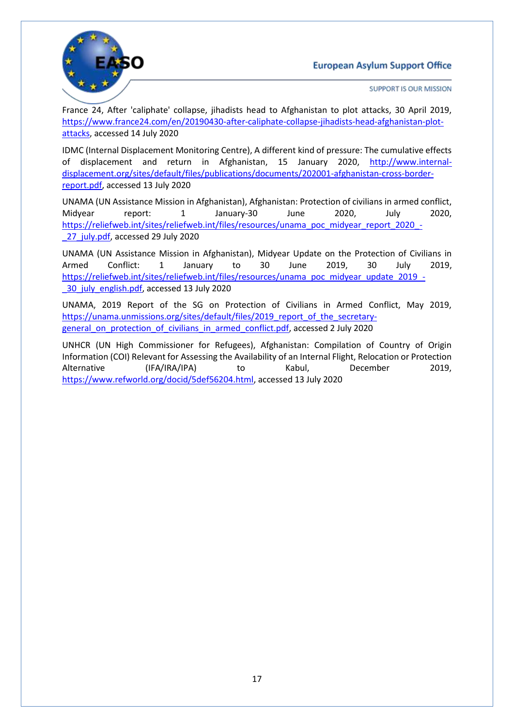France 24, After 'caliphate' collapse, jihadists head to Afghanistan to plot attacks, 30 April 2019, https://www.france24.com/en/20190430-after-caliphate-collapse-jihadists-head-afghanistan-plot-attacks, accessed 14 July 2020

IDMC (Internal Displacement Monitoring Centre), A different kind of pressure: The cumulative effects of displacement and return in Afghanistan, 15 January 2020, http://www.internal-displacement.org/sites/default/files/publications/documents/202001-afghanistan-cross-border-report.pdf, accessed 13 July 2020

UNAMA (UN Assistance Mission in Afghanistan), Afghanistan: Protection of civilians in armed conflict, Midyear report: 1 January-30 June 2020, July 2020, https://reliefweb.int/sites/reliefweb.int/files/resources/unama_poc_midyear_report_2020_-_27_july.pdf, accessed 29 July 2020

UNAMA (UN Assistance Mission in Afghanistan), Midyear Update on the Protection of Civilians in Armed Conflict: 1 January to 30 June 2019, 30 July 2019, https://reliefweb.int/sites/reliefweb.int/files/resources/unama_poc_midyear_update_2019_-_30_july_english.pdf, accessed 13 July 2020

UNAMA, 2019 Report of the SG on Protection of Civilians in Armed Conflict, May 2019, https://unama.unmissions.org/sites/default/files/2019_report_of_the_secretary-general_on_protection_of_civilians_in_armed_conflict.pdf, accessed 2 July 2020

UNHCR (UN High Commissioner for Refugees), Afghanistan: Compilation of Country of Origin Information (COI) Relevant for Assessing the Availability of an Internal Flight, Relocation or Protection Alternative (IFA/IRA/IPA) to Kabul, December 2019, https://www.refworld.org/docid/5def56204.html, accessed 13 July 2020